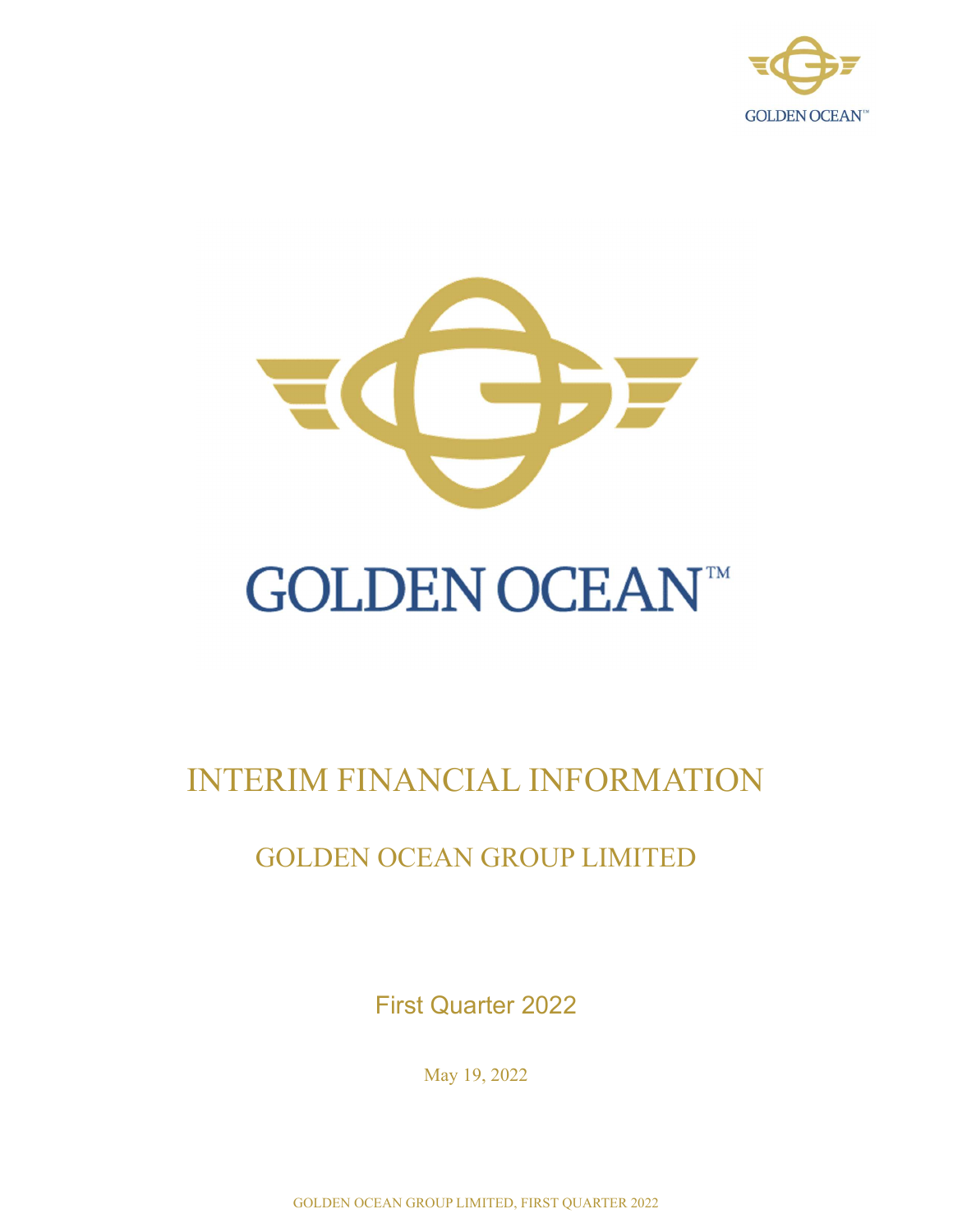# GOLDEN OCEAN™

# INTERIM FINANCIAL INFORMATION

## GOLDEN OCEAN GROUP LIMITED

First Quarter 2022

May 19, 2022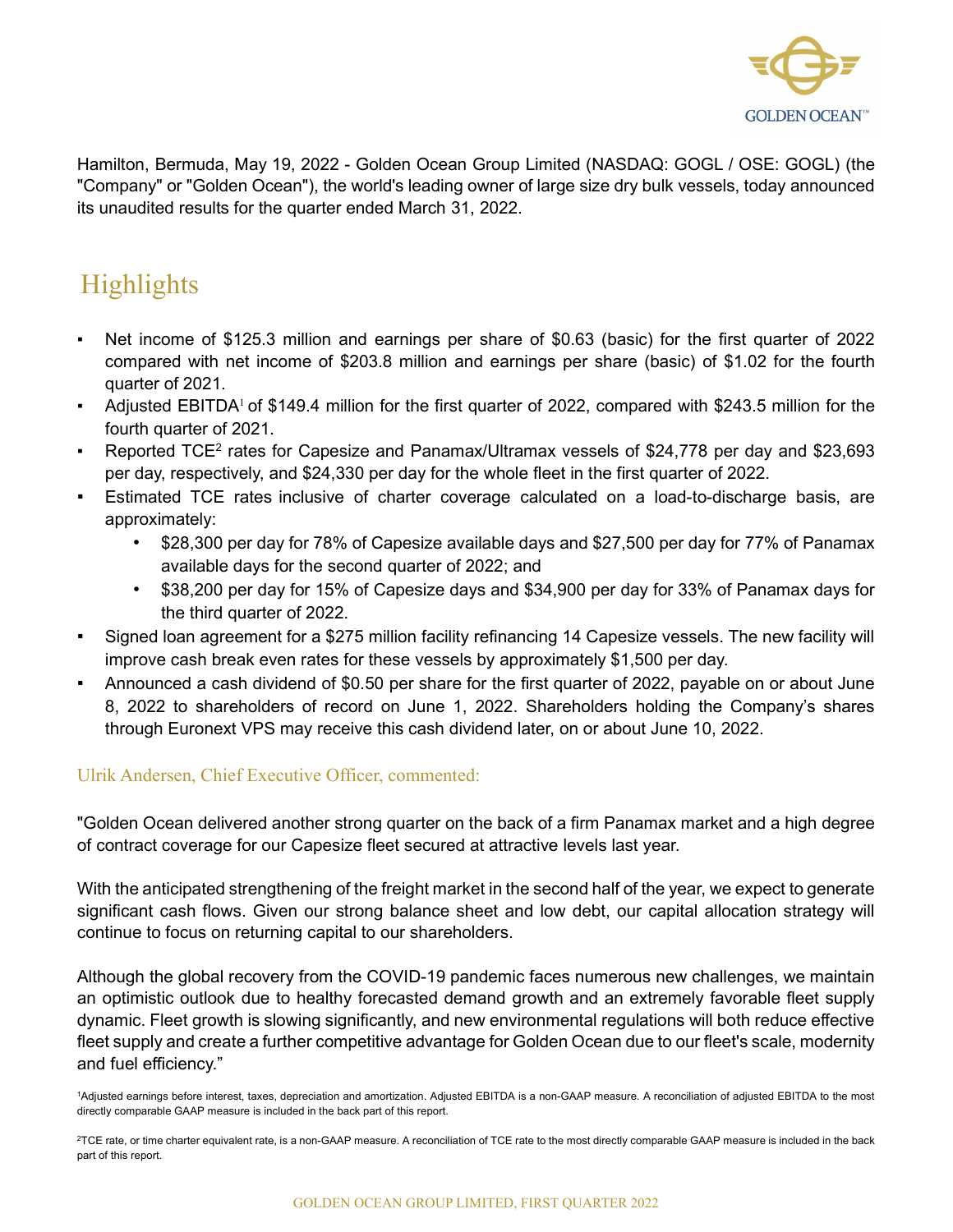Hamilton, Bermuda, May 19, 2022 - Golden Ocean Group Limited (NASDAQ: GOGL / OSE: GOGL) (the "Company" or "Golden Ocean"), the world's leading owner of large size dry bulk vessels, today announced its unaudited results for the quarter ended March 31, 2022.

## Highlights

- Net income of $125.3 million and earnings per share of $0.63 (basic) for the first quarter of 2022 compared with net income of $203.8 million and earnings per share (basic) of $1.02 for the fourth quarter of 2021.
- Adjusted EBITDA[1] of $149.4 million for the first quarter of 2022, compared with $243.5 million for the fourth quarter of 2021.
- Reported TCE[2] rates for Capesize and Panamax/Ultramax vessels of $24,778 per day and $23,693 per day, respectively, and $24,330 per day for the whole fleet in the first quarter of 2022.
- Estimated TCE rates inclusive of charter coverage calculated on a load-to-discharge basis, are approximately:
  - $28,300 per day for 78% of Capesize available days and $27,500 per day for 77% of Panamax available days for the second quarter of 2022; and
  - $38,200 per day for 15% of Capesize days and $34,900 per day for 33% of Panamax days for the third quarter of 2022.
- Signed loan agreement for a $275 million facility refinancing 14 Capesize vessels. The new facility will improve cash break even rates for these vessels by approximately $1,500 per day.
- Announced a cash dividend of $0.50 per share for the first quarter of 2022, payable on or about June 8, 2022 to shareholders of record on June 1, 2022. Shareholders holding the Company's shares through Euronext VPS may receive this cash dividend later, on or about June 10, 2022.

### Ulrik Andersen, Chief Executive Officer, commented:

"Golden Ocean delivered another strong quarter on the back of a firm Panamax market and a high degree of contract coverage for our Capesize fleet secured at attractive levels last year.

With the anticipated strengthening of the freight market in the second half of the year, we expect to generate significant cash flows. Given our strong balance sheet and low debt, our capital allocation strategy will continue to focus on returning capital to our shareholders.

Although the global recovery from the COVID-19 pandemic faces numerous new challenges, we maintain an optimistic outlook due to healthy forecasted demand growth and an extremely favorable fleet supply dynamic. Fleet growth is slowing significantly, and new environmental regulations will both reduce effective fleet supply and create a further competitive advantage for Golden Ocean due to our fleet's scale, modernity and fuel efficiency."

[1]Adjusted earnings before interest, taxes, depreciation and amortization. Adjusted EBITDA is a non-GAAP measure. A reconciliation of adjusted EBITDA to the most directly comparable GAAP measure is included in the back part of this report.

[2]TCE rate, or time charter equivalent rate, is a non-GAAP measure. A reconciliation of TCE rate to the most directly comparable GAAP measure is included in the back part of this report.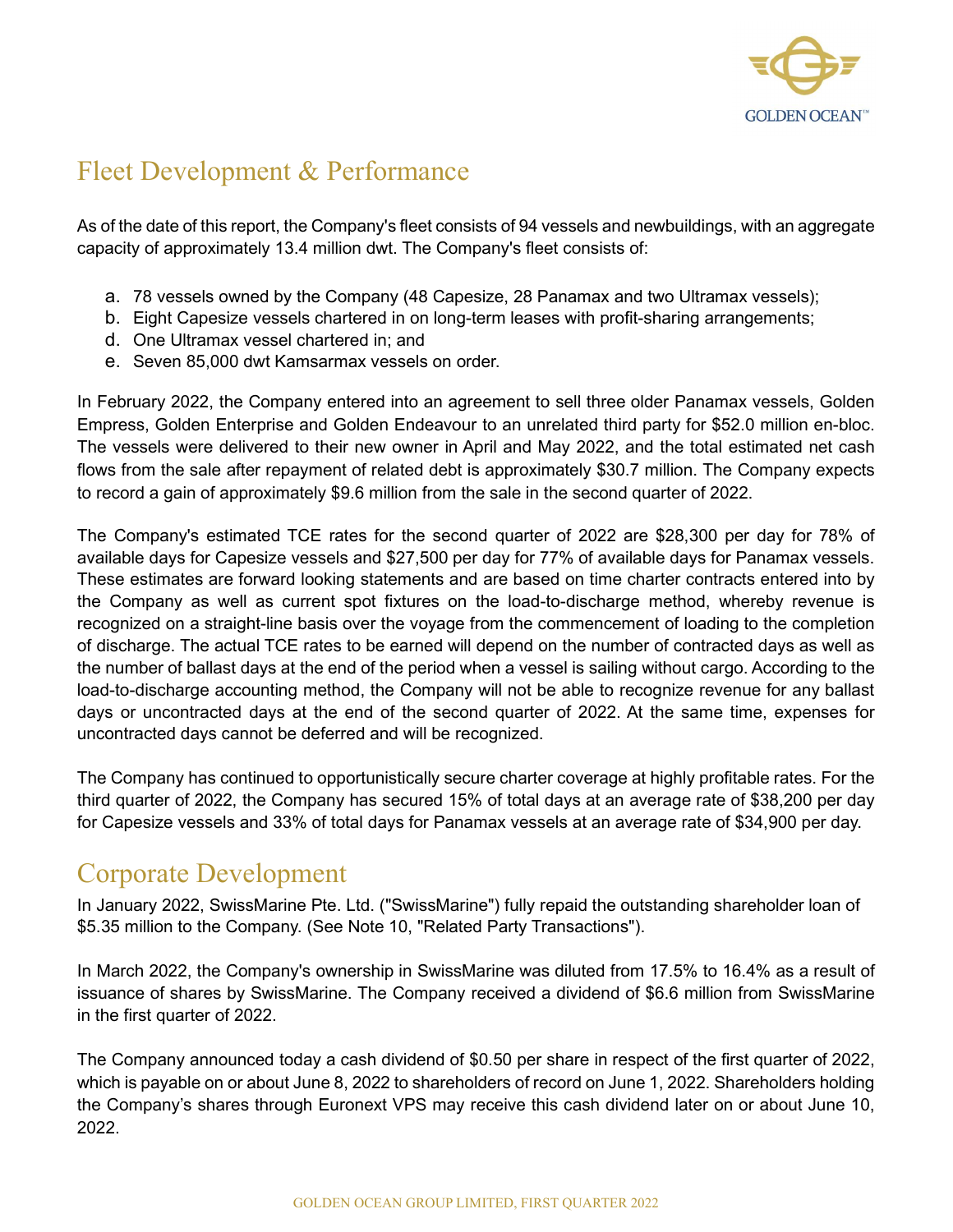## Fleet Development & Performance

As of the date of this report, the Company's fleet consists of 94 vessels and newbuildings, with an aggregate capacity of approximately 13.4 million dwt. The Company's fleet consists of:

a. 78 vessels owned by the Company (48 Capesize, 28 Panamax and two Ultramax vessels);
b. Eight Capesize vessels chartered in on long-term leases with profit-sharing arrangements;
d. One Ultramax vessel chartered in; and
e. Seven 85,000 dwt Kamsarmax vessels on order.

In February 2022, the Company entered into an agreement to sell three older Panamax vessels, Golden Empress, Golden Enterprise and Golden Endeavour to an unrelated third party for $52.0 million en-bloc. The vessels were delivered to their new owner in April and May 2022, and the total estimated net cash flows from the sale after repayment of related debt is approximately $30.7 million. The Company expects to record a gain of approximately $9.6 million from the sale in the second quarter of 2022.

The Company's estimated TCE rates for the second quarter of 2022 are $28,300 per day for 78% of available days for Capesize vessels and $27,500 per day for 77% of available days for Panamax vessels. These estimates are forward looking statements and are based on time charter contracts entered into by the Company as well as current spot fixtures on the load-to-discharge method, whereby revenue is recognized on a straight-line basis over the voyage from the commencement of loading to the completion of discharge. The actual TCE rates to be earned will depend on the number of contracted days as well as the number of ballast days at the end of the period when a vessel is sailing without cargo. According to the load-to-discharge accounting method, the Company will not be able to recognize revenue for any ballast days or uncontracted days at the end of the second quarter of 2022. At the same time, expenses for uncontracted days cannot be deferred and will be recognized.

The Company has continued to opportunistically secure charter coverage at highly profitable rates. For the third quarter of 2022, the Company has secured 15% of total days at an average rate of $38,200 per day for Capesize vessels and 33% of total days for Panamax vessels at an average rate of $34,900 per day.

## Corporate Development

In January 2022, SwissMarine Pte. Ltd. ("SwissMarine") fully repaid the outstanding shareholder loan of $5.35 million to the Company. (See Note 10, "Related Party Transactions").

In March 2022, the Company's ownership in SwissMarine was diluted from 17.5% to 16.4% as a result of issuance of shares by SwissMarine. The Company received a dividend of $6.6 million from SwissMarine in the first quarter of 2022.

The Company announced today a cash dividend of $0.50 per share in respect of the first quarter of 2022, which is payable on or about June 8, 2022 to shareholders of record on June 1, 2022. Shareholders holding the Company's shares through Euronext VPS may receive this cash dividend later on or about June 10, 2022.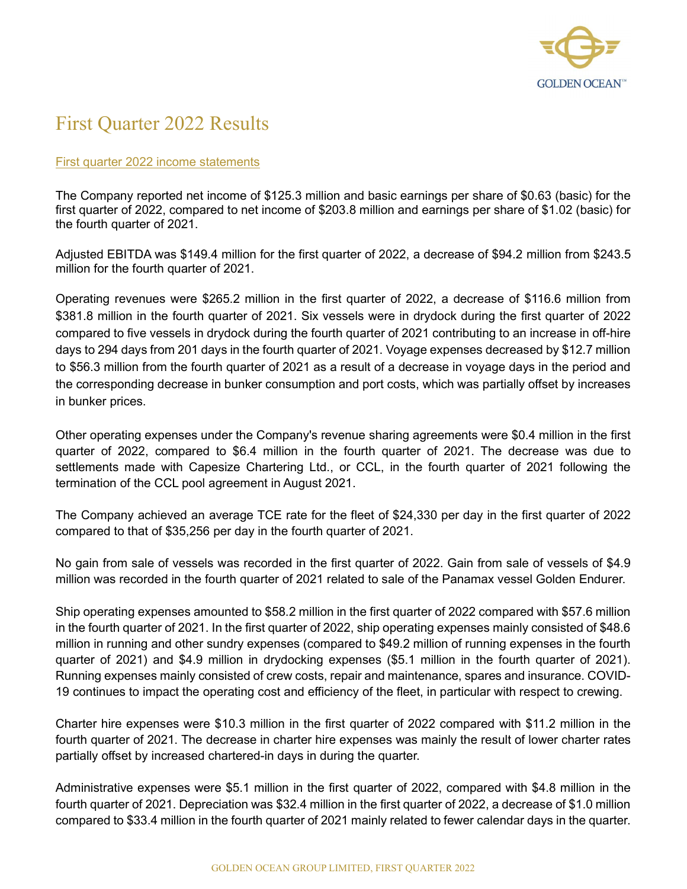# First Quarter 2022 Results

First quarter 2022 income statements

The Company reported net income of $125.3 million and basic earnings per share of $0.63 (basic) for the first quarter of 2022, compared to net income of $203.8 million and earnings per share of $1.02 (basic) for the fourth quarter of 2021.

Adjusted EBITDA was $149.4 million for the first quarter of 2022, a decrease of $94.2 million from $243.5 million for the fourth quarter of 2021.

Operating revenues were $265.2 million in the first quarter of 2022, a decrease of $116.6 million from $381.8 million in the fourth quarter of 2021. Six vessels were in drydock during the first quarter of 2022 compared to five vessels in drydock during the fourth quarter of 2021 contributing to an increase in off-hire days to 294 days from 201 days in the fourth quarter of 2021. Voyage expenses decreased by $12.7 million to $56.3 million from the fourth quarter of 2021 as a result of a decrease in voyage days in the period and the corresponding decrease in bunker consumption and port costs, which was partially offset by increases in bunker prices.

Other operating expenses under the Company's revenue sharing agreements were $0.4 million in the first quarter of 2022, compared to $6.4 million in the fourth quarter of 2021. The decrease was due to settlements made with Capesize Chartering Ltd., or CCL, in the fourth quarter of 2021 following the termination of the CCL pool agreement in August 2021.

The Company achieved an average TCE rate for the fleet of $24,330 per day in the first quarter of 2022 compared to that of $35,256 per day in the fourth quarter of 2021.

No gain from sale of vessels was recorded in the first quarter of 2022. Gain from sale of vessels of $4.9 million was recorded in the fourth quarter of 2021 related to sale of the Panamax vessel Golden Endurer.

Ship operating expenses amounted to $58.2 million in the first quarter of 2022 compared with $57.6 million in the fourth quarter of 2021. In the first quarter of 2022, ship operating expenses mainly consisted of $48.6 million in running and other sundry expenses (compared to $49.2 million of running expenses in the fourth quarter of 2021) and $4.9 million in drydocking expenses ($5.1 million in the fourth quarter of 2021). Running expenses mainly consisted of crew costs, repair and maintenance, spares and insurance. COVID-19 continues to impact the operating cost and efficiency of the fleet, in particular with respect to crewing.

Charter hire expenses were $10.3 million in the first quarter of 2022 compared with $11.2 million in the fourth quarter of 2021. The decrease in charter hire expenses was mainly the result of lower charter rates partially offset by increased chartered-in days in during the quarter.

Administrative expenses were $5.1 million in the first quarter of 2022, compared with $4.8 million in the fourth quarter of 2021. Depreciation was $32.4 million in the first quarter of 2022, a decrease of $1.0 million compared to $33.4 million in the fourth quarter of 2021 mainly related to fewer calendar days in the quarter.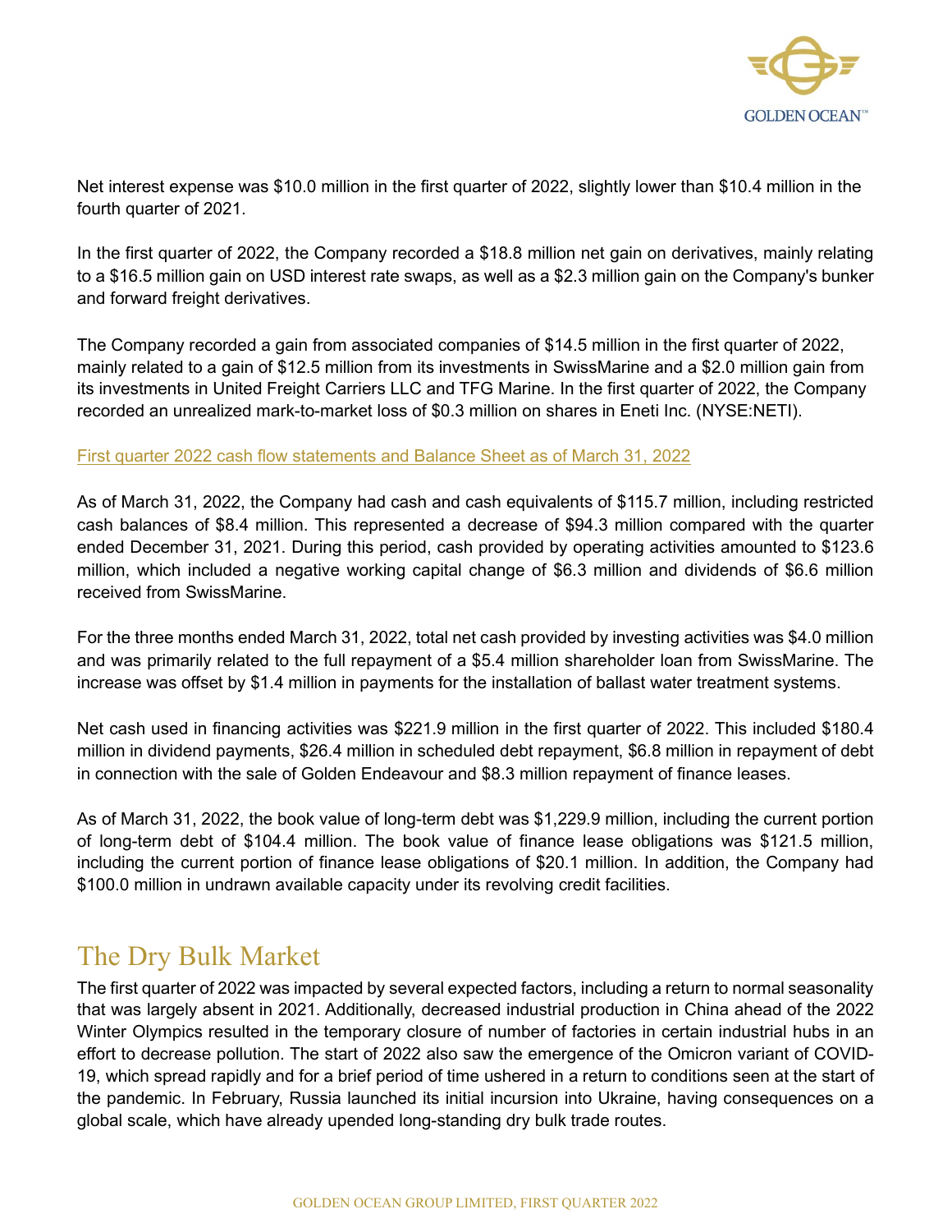Net interest expense was $10.0 million in the first quarter of 2022, slightly lower than $10.4 million in the fourth quarter of 2021.

In the first quarter of 2022, the Company recorded a $18.8 million net gain on derivatives, mainly relating to a $16.5 million gain on USD interest rate swaps, as well as a $2.3 million gain on the Company's bunker and forward freight derivatives.

The Company recorded a gain from associated companies of $14.5 million in the first quarter of 2022, mainly related to a gain of $12.5 million from its investments in SwissMarine and a $2.0 million gain from its investments in United Freight Carriers LLC and TFG Marine. In the first quarter of 2022, the Company recorded an unrealized mark-to-market loss of $0.3 million on shares in Eneti Inc. (NYSE:NETI).

First quarter 2022 cash flow statements and Balance Sheet as of March 31, 2022

As of March 31, 2022, the Company had cash and cash equivalents of $115.7 million, including restricted cash balances of $8.4 million. This represented a decrease of $94.3 million compared with the quarter ended December 31, 2021. During this period, cash provided by operating activities amounted to $123.6 million, which included a negative working capital change of $6.3 million and dividends of $6.6 million received from SwissMarine.

For the three months ended March 31, 2022, total net cash provided by investing activities was $4.0 million and was primarily related to the full repayment of a $5.4 million shareholder loan from SwissMarine. The increase was offset by $1.4 million in payments for the installation of ballast water treatment systems.

Net cash used in financing activities was $221.9 million in the first quarter of 2022. This included $180.4 million in dividend payments, $26.4 million in scheduled debt repayment, $6.8 million in repayment of debt in connection with the sale of Golden Endeavour and $8.3 million repayment of finance leases.

As of March 31, 2022, the book value of long-term debt was $1,229.9 million, including the current portion of long-term debt of $104.4 million. The book value of finance lease obligations was $121.5 million, including the current portion of finance lease obligations of $20.1 million. In addition, the Company had $100.0 million in undrawn available capacity under its revolving credit facilities.

# The Dry Bulk Market

The first quarter of 2022 was impacted by several expected factors, including a return to normal seasonality that was largely absent in 2021. Additionally, decreased industrial production in China ahead of the 2022 Winter Olympics resulted in the temporary closure of number of factories in certain industrial hubs in an effort to decrease pollution. The start of 2022 also saw the emergence of the Omicron variant of COVID-19, which spread rapidly and for a brief period of time ushered in a return to conditions seen at the start of the pandemic. In February, Russia launched its initial incursion into Ukraine, having consequences on a global scale, which have already upended long-standing dry bulk trade routes.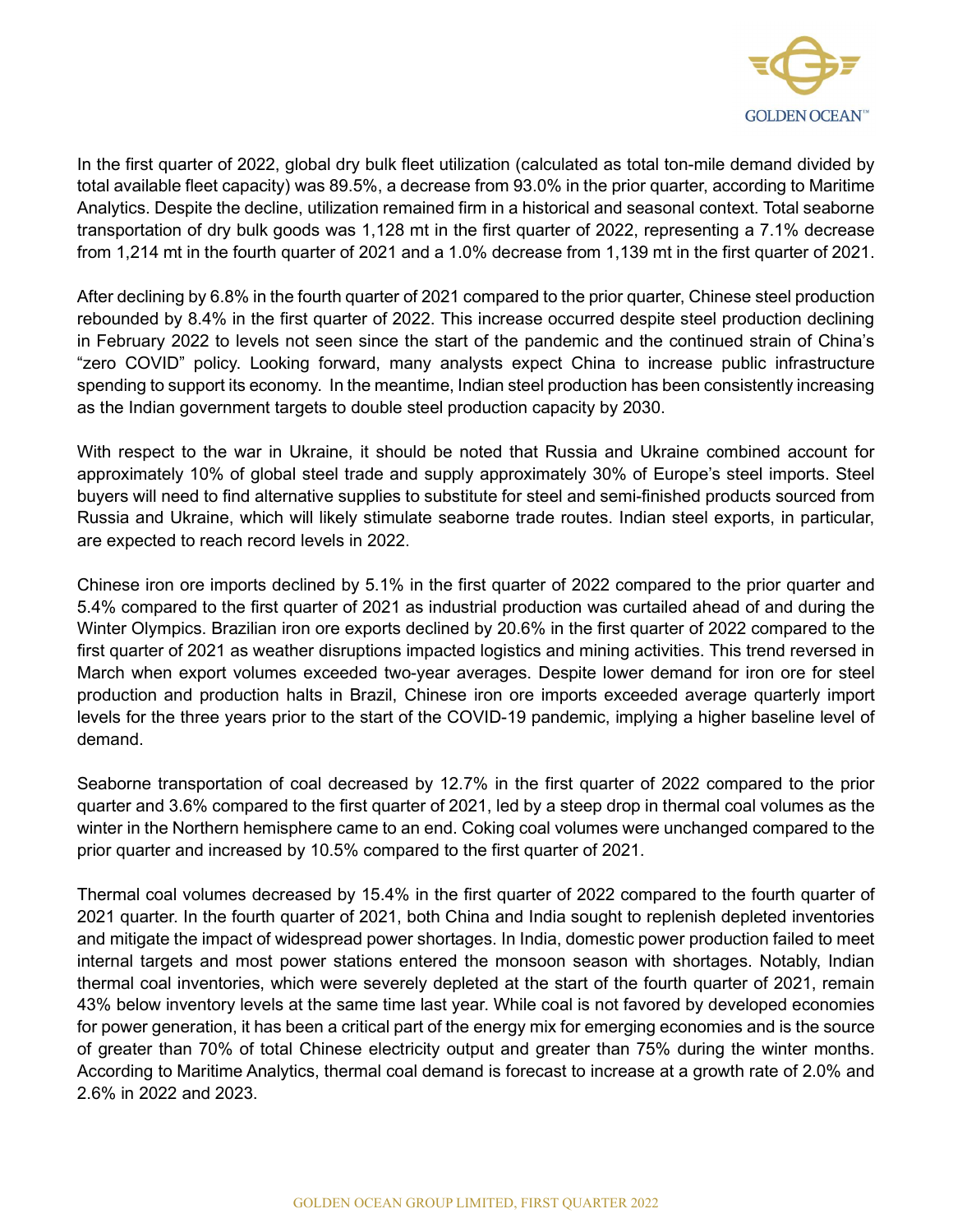In the first quarter of 2022, global dry bulk fleet utilization (calculated as total ton-mile demand divided by total available fleet capacity) was 89.5%, a decrease from 93.0% in the prior quarter, according to Maritime Analytics. Despite the decline, utilization remained firm in a historical and seasonal context. Total seaborne transportation of dry bulk goods was 1,128 mt in the first quarter of 2022, representing a 7.1% decrease from 1,214 mt in the fourth quarter of 2021 and a 1.0% decrease from 1,139 mt in the first quarter of 2021.

After declining by 6.8% in the fourth quarter of 2021 compared to the prior quarter, Chinese steel production rebounded by 8.4% in the first quarter of 2022. This increase occurred despite steel production declining in February 2022 to levels not seen since the start of the pandemic and the continued strain of China's "zero COVID" policy. Looking forward, many analysts expect China to increase public infrastructure spending to support its economy. In the meantime, Indian steel production has been consistently increasing as the Indian government targets to double steel production capacity by 2030.

With respect to the war in Ukraine, it should be noted that Russia and Ukraine combined account for approximately 10% of global steel trade and supply approximately 30% of Europe's steel imports. Steel buyers will need to find alternative supplies to substitute for steel and semi-finished products sourced from Russia and Ukraine, which will likely stimulate seaborne trade routes. Indian steel exports, in particular, are expected to reach record levels in 2022.

Chinese iron ore imports declined by 5.1% in the first quarter of 2022 compared to the prior quarter and 5.4% compared to the first quarter of 2021 as industrial production was curtailed ahead of and during the Winter Olympics. Brazilian iron ore exports declined by 20.6% in the first quarter of 2022 compared to the first quarter of 2021 as weather disruptions impacted logistics and mining activities. This trend reversed in March when export volumes exceeded two-year averages. Despite lower demand for iron ore for steel production and production halts in Brazil, Chinese iron ore imports exceeded average quarterly import levels for the three years prior to the start of the COVID-19 pandemic, implying a higher baseline level of demand.

Seaborne transportation of coal decreased by 12.7% in the first quarter of 2022 compared to the prior quarter and 3.6% compared to the first quarter of 2021, led by a steep drop in thermal coal volumes as the winter in the Northern hemisphere came to an end. Coking coal volumes were unchanged compared to the prior quarter and increased by 10.5% compared to the first quarter of 2021.

Thermal coal volumes decreased by 15.4% in the first quarter of 2022 compared to the fourth quarter of 2021 quarter. In the fourth quarter of 2021, both China and India sought to replenish depleted inventories and mitigate the impact of widespread power shortages. In India, domestic power production failed to meet internal targets and most power stations entered the monsoon season with shortages. Notably, Indian thermal coal inventories, which were severely depleted at the start of the fourth quarter of 2021, remain 43% below inventory levels at the same time last year. While coal is not favored by developed economies for power generation, it has been a critical part of the energy mix for emerging economies and is the source of greater than 70% of total Chinese electricity output and greater than 75% during the winter months. According to Maritime Analytics, thermal coal demand is forecast to increase at a growth rate of 2.0% and 2.6% in 2022 and 2023.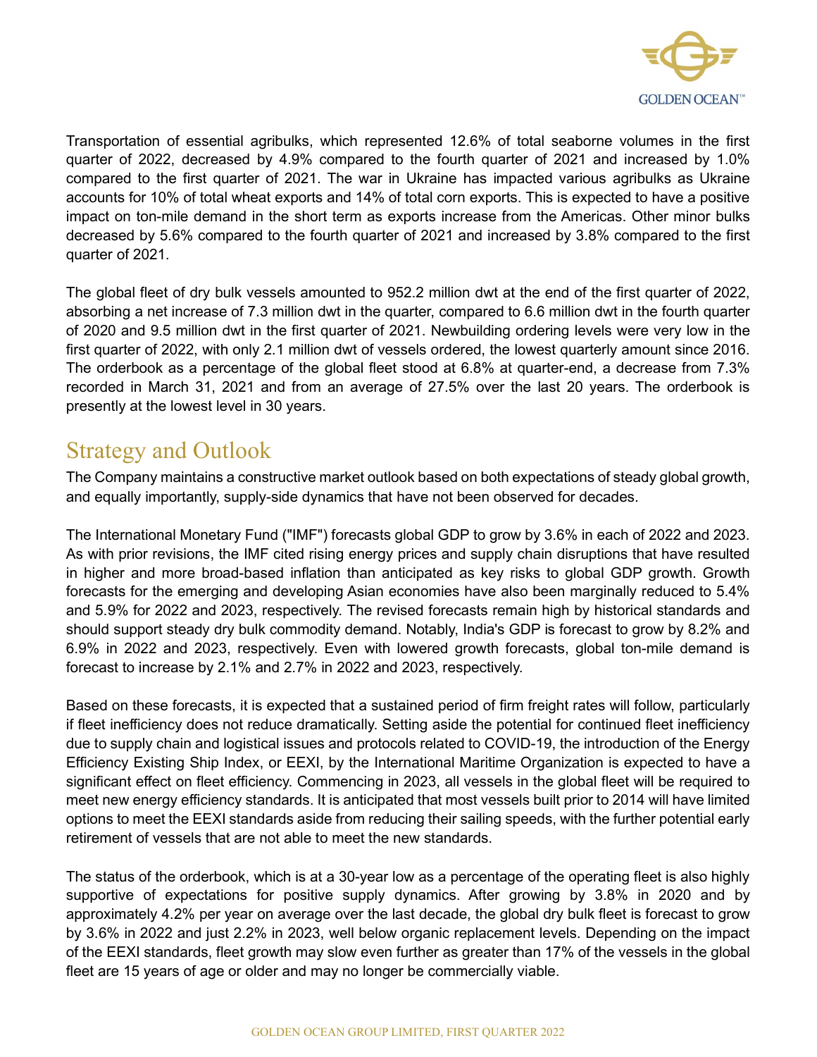Transportation of essential agribulks, which represented 12.6% of total seaborne volumes in the first quarter of 2022, decreased by 4.9% compared to the fourth quarter of 2021 and increased by 1.0% compared to the first quarter of 2021. The war in Ukraine has impacted various agribulks as Ukraine accounts for 10% of total wheat exports and 14% of total corn exports. This is expected to have a positive impact on ton-mile demand in the short term as exports increase from the Americas. Other minor bulks decreased by 5.6% compared to the fourth quarter of 2021 and increased by 3.8% compared to the first quarter of 2021.

The global fleet of dry bulk vessels amounted to 952.2 million dwt at the end of the first quarter of 2022, absorbing a net increase of 7.3 million dwt in the quarter, compared to 6.6 million dwt in the fourth quarter of 2020 and 9.5 million dwt in the first quarter of 2021. Newbuilding ordering levels were very low in the first quarter of 2022, with only 2.1 million dwt of vessels ordered, the lowest quarterly amount since 2016. The orderbook as a percentage of the global fleet stood at 6.8% at quarter-end, a decrease from 7.3% recorded in March 31, 2021 and from an average of 27.5% over the last 20 years. The orderbook is presently at the lowest level in 30 years.

## Strategy and Outlook

The Company maintains a constructive market outlook based on both expectations of steady global growth, and equally importantly, supply-side dynamics that have not been observed for decades.

The International Monetary Fund ("IMF") forecasts global GDP to grow by 3.6% in each of 2022 and 2023. As with prior revisions, the IMF cited rising energy prices and supply chain disruptions that have resulted in higher and more broad-based inflation than anticipated as key risks to global GDP growth. Growth forecasts for the emerging and developing Asian economies have also been marginally reduced to 5.4% and 5.9% for 2022 and 2023, respectively. The revised forecasts remain high by historical standards and should support steady dry bulk commodity demand. Notably, India's GDP is forecast to grow by 8.2% and 6.9% in 2022 and 2023, respectively. Even with lowered growth forecasts, global ton-mile demand is forecast to increase by 2.1% and 2.7% in 2022 and 2023, respectively.

Based on these forecasts, it is expected that a sustained period of firm freight rates will follow, particularly if fleet inefficiency does not reduce dramatically. Setting aside the potential for continued fleet inefficiency due to supply chain and logistical issues and protocols related to COVID-19, the introduction of the Energy Efficiency Existing Ship Index, or EEXI, by the International Maritime Organization is expected to have a significant effect on fleet efficiency. Commencing in 2023, all vessels in the global fleet will be required to meet new energy efficiency standards. It is anticipated that most vessels built prior to 2014 will have limited options to meet the EEXI standards aside from reducing their sailing speeds, with the further potential early retirement of vessels that are not able to meet the new standards.

The status of the orderbook, which is at a 30-year low as a percentage of the operating fleet is also highly supportive of expectations for positive supply dynamics. After growing by 3.8% in 2020 and by approximately 4.2% per year on average over the last decade, the global dry bulk fleet is forecast to grow by 3.6% in 2022 and just 2.2% in 2023, well below organic replacement levels. Depending on the impact of the EEXI standards, fleet growth may slow even further as greater than 17% of the vessels in the global fleet are 15 years of age or older and may no longer be commercially viable.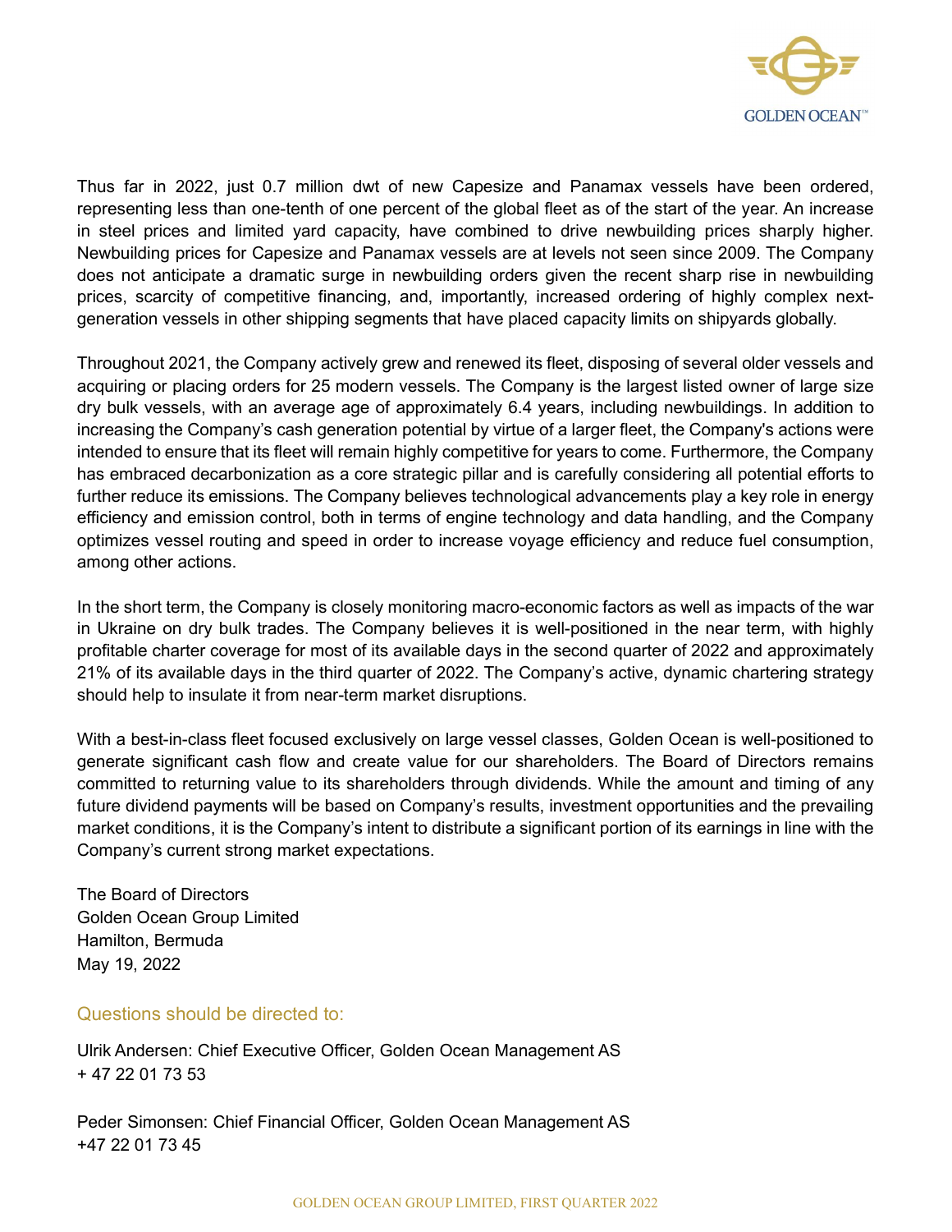Thus far in 2022, just 0.7 million dwt of new Capesize and Panamax vessels have been ordered, representing less than one-tenth of one percent of the global fleet as of the start of the year. An increase in steel prices and limited yard capacity, have combined to drive newbuilding prices sharply higher. Newbuilding prices for Capesize and Panamax vessels are at levels not seen since 2009. The Company does not anticipate a dramatic surge in newbuilding orders given the recent sharp rise in newbuilding prices, scarcity of competitive financing, and, importantly, increased ordering of highly complex next-generation vessels in other shipping segments that have placed capacity limits on shipyards globally.

Throughout 2021, the Company actively grew and renewed its fleet, disposing of several older vessels and acquiring or placing orders for 25 modern vessels. The Company is the largest listed owner of large size dry bulk vessels, with an average age of approximately 6.4 years, including newbuildings. In addition to increasing the Company's cash generation potential by virtue of a larger fleet, the Company's actions were intended to ensure that its fleet will remain highly competitive for years to come. Furthermore, the Company has embraced decarbonization as a core strategic pillar and is carefully considering all potential efforts to further reduce its emissions. The Company believes technological advancements play a key role in energy efficiency and emission control, both in terms of engine technology and data handling, and the Company optimizes vessel routing and speed in order to increase voyage efficiency and reduce fuel consumption, among other actions.

In the short term, the Company is closely monitoring macro-economic factors as well as impacts of the war in Ukraine on dry bulk trades. The Company believes it is well-positioned in the near term, with highly profitable charter coverage for most of its available days in the second quarter of 2022 and approximately 21% of its available days in the third quarter of 2022. The Company's active, dynamic chartering strategy should help to insulate it from near-term market disruptions.

With a best-in-class fleet focused exclusively on large vessel classes, Golden Ocean is well-positioned to generate significant cash flow and create value for our shareholders. The Board of Directors remains committed to returning value to its shareholders through dividends. While the amount and timing of any future dividend payments will be based on Company's results, investment opportunities and the prevailing market conditions, it is the Company's intent to distribute a significant portion of its earnings in line with the Company's current strong market expectations.

The Board of Directors
Golden Ocean Group Limited
Hamilton, Bermuda
May 19, 2022

## Questions should be directed to:

Ulrik Andersen: Chief Executive Officer, Golden Ocean Management AS
+ 47 22 01 73 53

Peder Simonsen: Chief Financial Officer, Golden Ocean Management AS
+47 22 01 73 45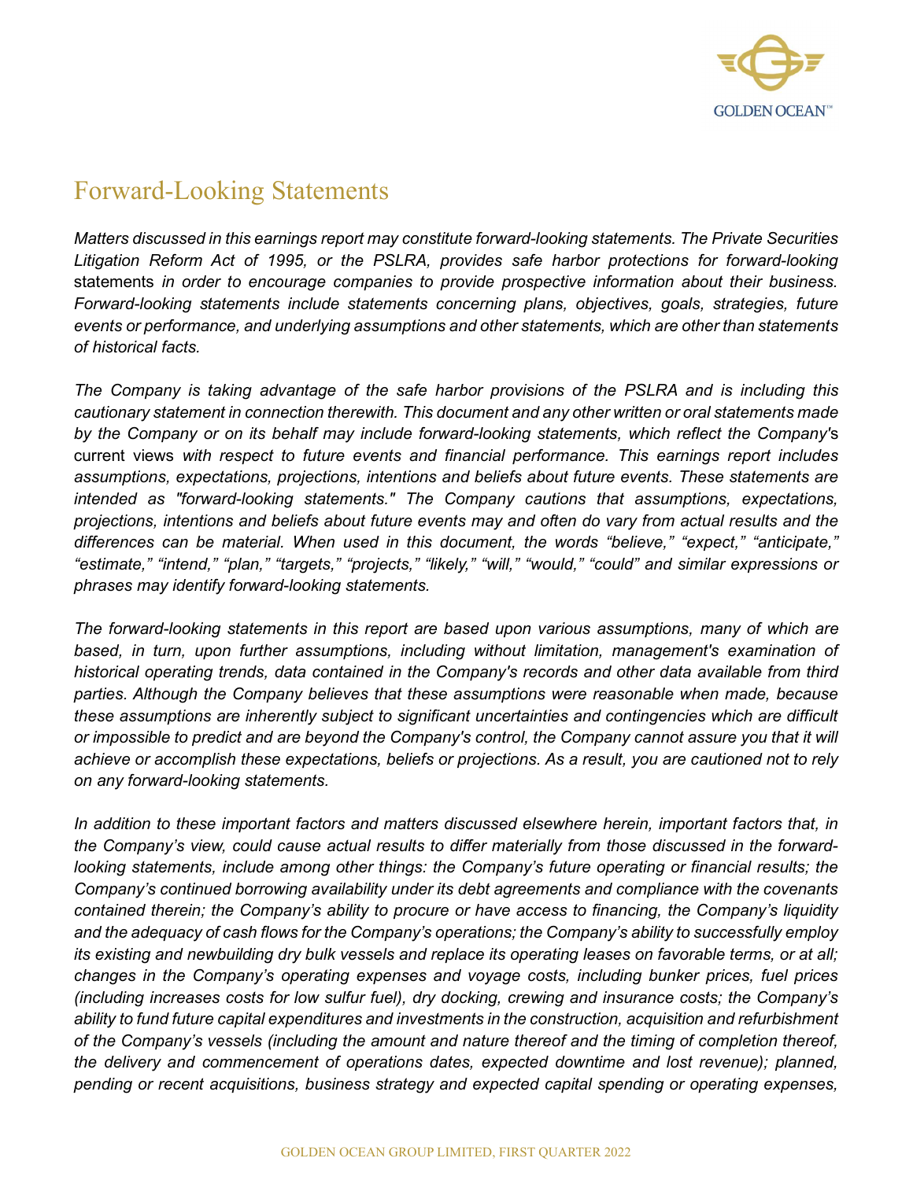# Forward-Looking Statements

*Matters discussed in this earnings report may constitute forward-looking statements. The Private Securities Litigation Reform Act of 1995, or the PSLRA, provides safe harbor protections for forward-looking* statements *in order to encourage companies to provide prospective information about their business. Forward-looking statements include statements concerning plans, objectives, goals, strategies, future events or performance, and underlying assumptions and other statements, which are other than statements of historical facts.*

*The Company is taking advantage of the safe harbor provisions of the PSLRA and is including this cautionary statement in connection therewith. This document and any other written or oral statements made by the Company or on its behalf may include forward-looking statements, which reflect the Company'*s current views *with respect to future events and financial performance. This earnings report includes assumptions, expectations, projections, intentions and beliefs about future events. These statements are intended as "forward-looking statements." The Company cautions that assumptions, expectations, projections, intentions and beliefs about future events may and often do vary from actual results and the differences can be material. When used in this document, the words "believe," "expect," "anticipate," "estimate," "intend," "plan," "targets," "projects," "likely," "will," "would," "could" and similar expressions or phrases may identify forward-looking statements.*

*The forward-looking statements in this report are based upon various assumptions, many of which are based, in turn, upon further assumptions, including without limitation, management's examination of historical operating trends, data contained in the Company's records and other data available from third parties. Although the Company believes that these assumptions were reasonable when made, because these assumptions are inherently subject to significant uncertainties and contingencies which are difficult or impossible to predict and are beyond the Company's control, the Company cannot assure you that it will achieve or accomplish these expectations, beliefs or projections. As a result, you are cautioned not to rely on any forward-looking statements.*

*In addition to these important factors and matters discussed elsewhere herein, important factors that, in the Company's view, could cause actual results to differ materially from those discussed in the forward-looking statements, include among other things: the Company's future operating or financial results; the Company's continued borrowing availability under its debt agreements and compliance with the covenants contained therein; the Company's ability to procure or have access to financing, the Company's liquidity and the adequacy of cash flows for the Company's operations; the Company's ability to successfully employ its existing and newbuilding dry bulk vessels and replace its operating leases on favorable terms, or at all; changes in the Company's operating expenses and voyage costs, including bunker prices, fuel prices (including increases costs for low sulfur fuel), dry docking, crewing and insurance costs; the Company's ability to fund future capital expenditures and investments in the construction, acquisition and refurbishment of the Company's vessels (including the amount and nature thereof and the timing of completion thereof, the delivery and commencement of operations dates, expected downtime and lost revenue); planned, pending or recent acquisitions, business strategy and expected capital spending or operating expenses,*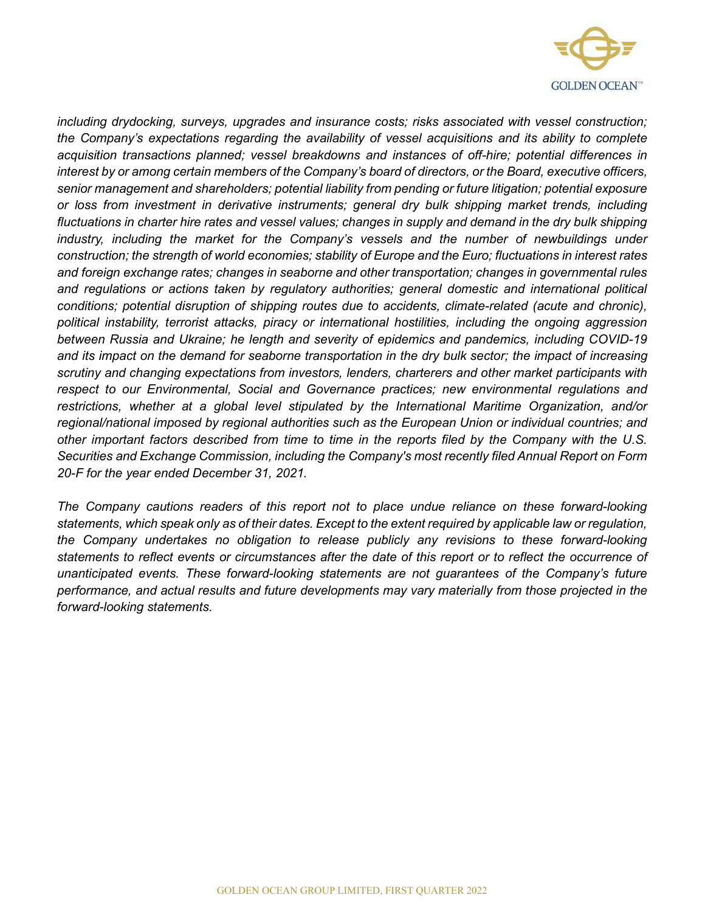*including drydocking, surveys, upgrades and insurance costs; risks associated with vessel construction; the Company's expectations regarding the availability of vessel acquisitions and its ability to complete acquisition transactions planned; vessel breakdowns and instances of off-hire; potential differences in interest by or among certain members of the Company's board of directors, or the Board, executive officers, senior management and shareholders; potential liability from pending or future litigation; potential exposure or loss from investment in derivative instruments; general dry bulk shipping market trends, including fluctuations in charter hire rates and vessel values; changes in supply and demand in the dry bulk shipping industry, including the market for the Company's vessels and the number of newbuildings under construction; the strength of world economies; stability of Europe and the Euro; fluctuations in interest rates and foreign exchange rates; changes in seaborne and other transportation; changes in governmental rules and regulations or actions taken by regulatory authorities; general domestic and international political conditions; potential disruption of shipping routes due to accidents, climate-related (acute and chronic), political instability, terrorist attacks, piracy or international hostilities, including the ongoing aggression between Russia and Ukraine; he length and severity of epidemics and pandemics, including COVID-19 and its impact on the demand for seaborne transportation in the dry bulk sector; the impact of increasing scrutiny and changing expectations from investors, lenders, charterers and other market participants with respect to our Environmental, Social and Governance practices; new environmental regulations and restrictions, whether at a global level stipulated by the International Maritime Organization, and/or regional/national imposed by regional authorities such as the European Union or individual countries; and other important factors described from time to time in the reports filed by the Company with the U.S. Securities and Exchange Commission, including the Company's most recently filed Annual Report on Form 20-F for the year ended December 31, 2021.*

*The Company cautions readers of this report not to place undue reliance on these forward-looking statements, which speak only as of their dates. Except to the extent required by applicable law or regulation, the Company undertakes no obligation to release publicly any revisions to these forward-looking statements to reflect events or circumstances after the date of this report or to reflect the occurrence of unanticipated events. These forward-looking statements are not guarantees of the Company's future performance, and actual results and future developments may vary materially from those projected in the forward-looking statements.*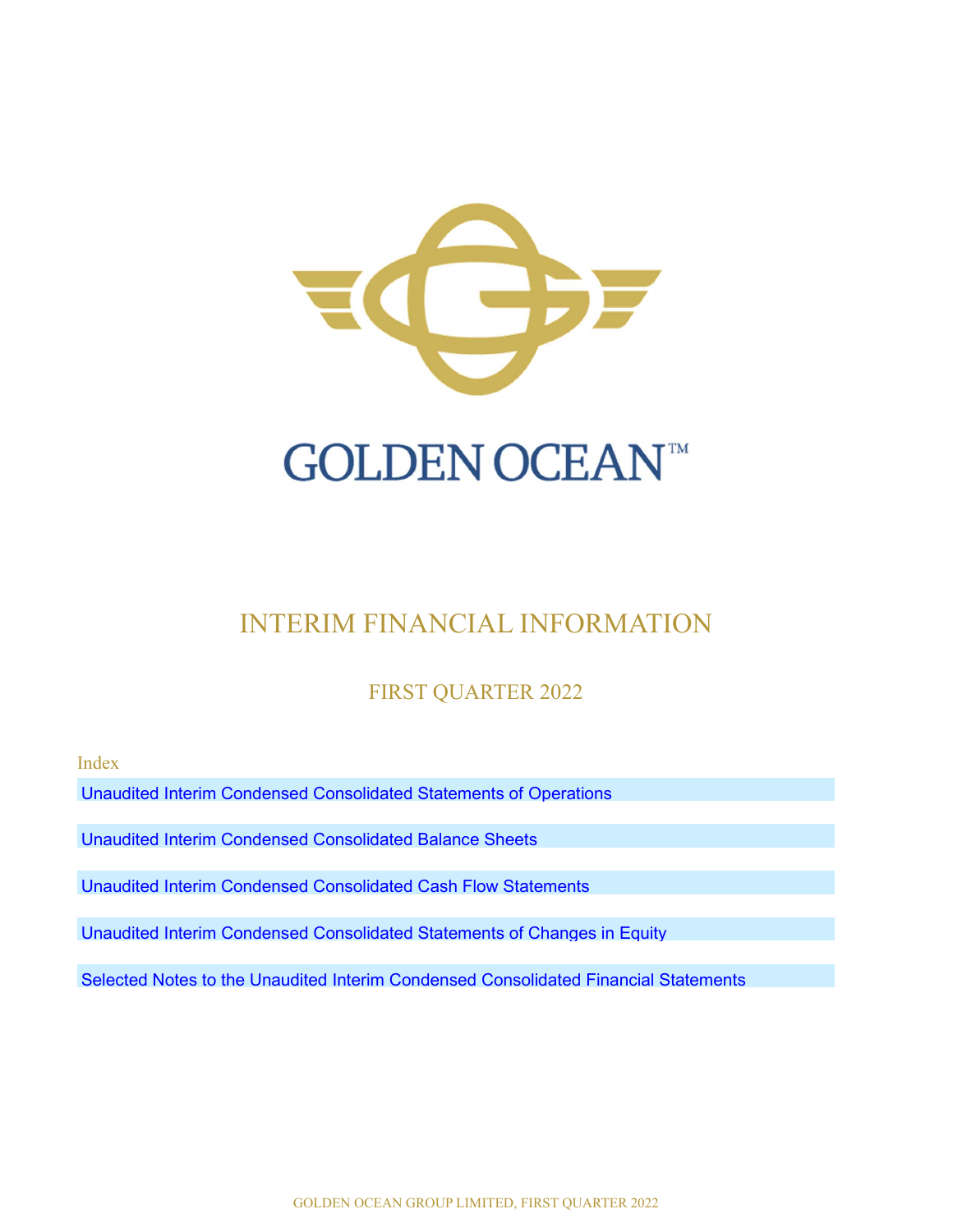# INTERIM FINANCIAL INFORMATION

## FIRST QUARTER 2022

Index

- Unaudited Interim Condensed Consolidated Statements of Operations
- Unaudited Interim Condensed Consolidated Balance Sheets
- Unaudited Interim Condensed Consolidated Cash Flow Statements
- Unaudited Interim Condensed Consolidated Statements of Changes in Equity
- Selected Notes to the Unaudited Interim Condensed Consolidated Financial Statements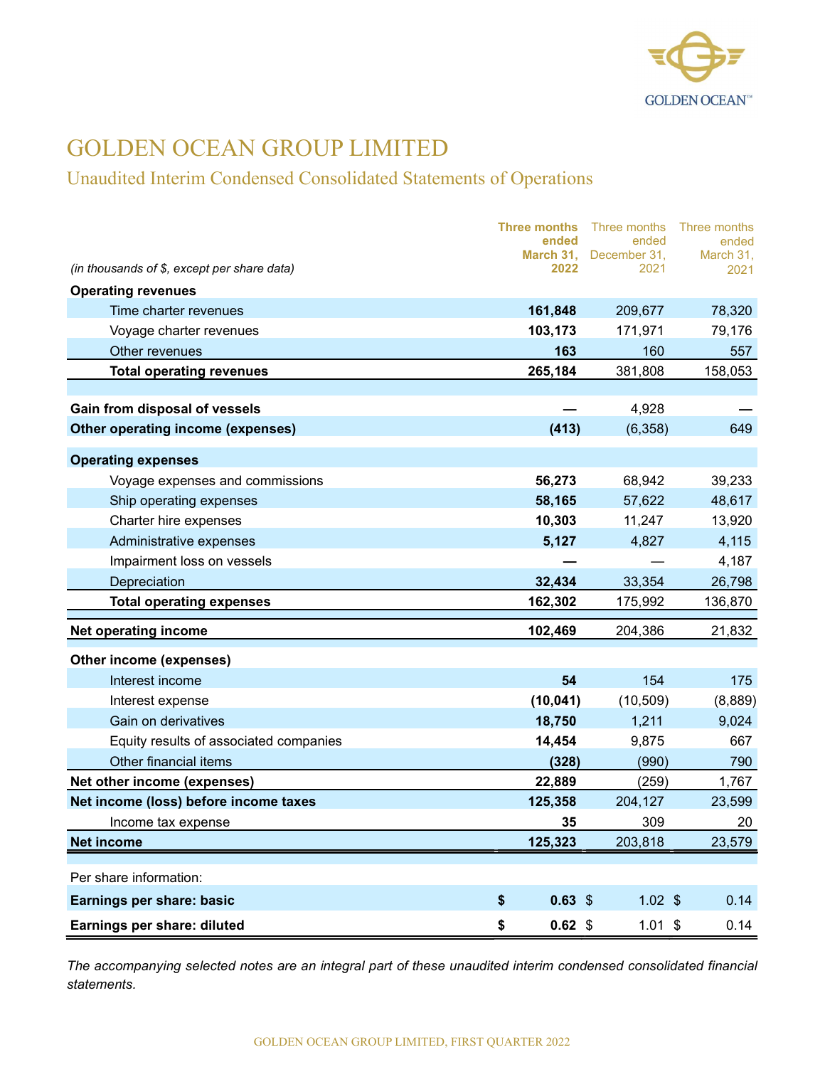# GOLDEN OCEAN GROUP LIMITED

## Unaudited Interim Condensed Consolidated Statements of Operations

| (in thousands of $, except per share data) | **Three months ended March 31, 2022** | Three months ended December 31, 2021 | Three months ended March 31, 2021 |
|---|---|---|---|
| **Operating revenues** | | | |
| Time charter revenues | **161,848** | 209,677 | 78,320 |
| Voyage charter revenues | **103,173** | 171,971 | 79,176 |
| Other revenues | **163** | 160 | 557 |
| **Total operating revenues** | **265,184** | 381,808 | 158,053 |
| | | | |
| **Gain from disposal of vessels** | **—** | 4,928 | — |
| **Other operating income (expenses)** | **(413)** | (6,358) | 649 |
| | | | |
| **Operating expenses** | | | |
| Voyage expenses and commissions | **56,273** | 68,942 | 39,233 |
| Ship operating expenses | **58,165** | 57,622 | 48,617 |
| Charter hire expenses | **10,303** | 11,247 | 13,920 |
| Administrative expenses | **5,127** | 4,827 | 4,115 |
| Impairment loss on vessels | **—** | — | 4,187 |
| Depreciation | **32,434** | 33,354 | 26,798 |
| **Total operating expenses** | **162,302** | 175,992 | 136,870 |
| | | | |
| **Net operating income** | **102,469** | 204,386 | 21,832 |
| | | | |
| **Other income (expenses)** | | | |
| Interest income | **54** | 154 | 175 |
| Interest expense | **(10,041)** | (10,509) | (8,889) |
| Gain on derivatives | **18,750** | 1,211 | 9,024 |
| Equity results of associated companies | **14,454** | 9,875 | 667 |
| Other financial items | **(328)** | (990) | 790 |
| **Net other income (expenses)** | **22,889** | (259) | 1,767 |
| **Net income (loss) before income taxes** | **125,358** | 204,127 | 23,599 |
| Income tax expense | **35** | 309 | 20 |
| **Net income** | **125,323** | 203,818 | 23,579 |
| | | | |
| Per share information: | | | |
| **Earnings per share: basic** | **$ 0.63** | $ 1.02 | $ 0.14 |
| **Earnings per share: diluted** | **$ 0.62** | $ 1.01 | $ 0.14 |

*The accompanying selected notes are an integral part of these unaudited interim condensed consolidated financial statements.*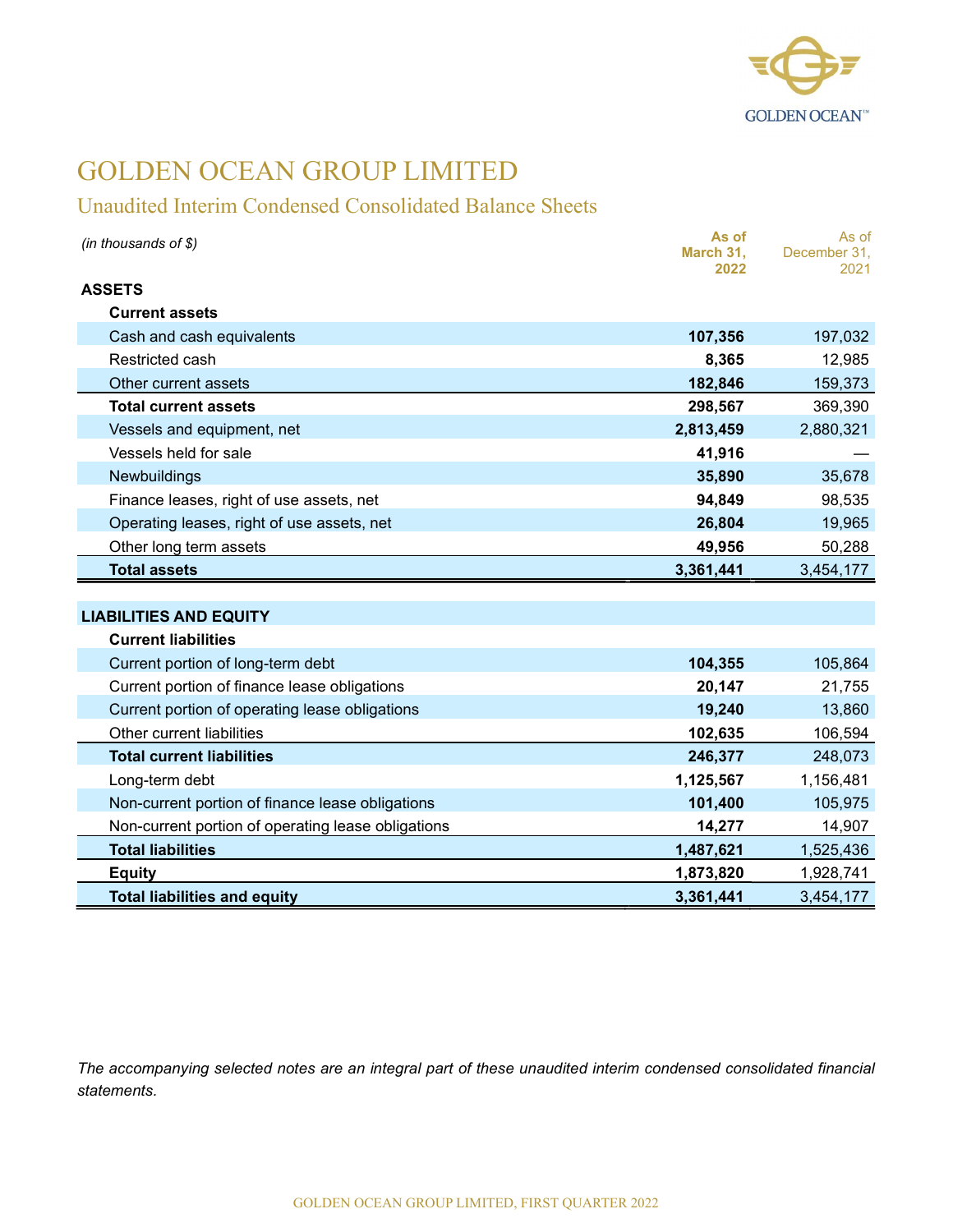# GOLDEN OCEAN GROUP LIMITED

## Unaudited Interim Condensed Consolidated Balance Sheets

| *(in thousands of $)* | As of March 31, 2022 | As of December 31, 2021 |
|---|---|---|
| **ASSETS** | | |
| **Current assets** | | |
| Cash and cash equivalents | **107,356** | 197,032 |
| Restricted cash | **8,365** | 12,985 |
| Other current assets | **182,846** | 159,373 |
| **Total current assets** | **298,567** | 369,390 |
| Vessels and equipment, net | **2,813,459** | 2,880,321 |
| Vessels held for sale | **41,916** | — |
| Newbuildings | **35,890** | 35,678 |
| Finance leases, right of use assets, net | **94,849** | 98,535 |
| Operating leases, right of use assets, net | **26,804** | 19,965 |
| Other long term assets | **49,956** | 50,288 |
| **Total assets** | **3,361,441** | 3,454,177 |
| | | |
| **LIABILITIES AND EQUITY** | | |
| **Current liabilities** | | |
| Current portion of long-term debt | **104,355** | 105,864 |
| Current portion of finance lease obligations | **20,147** | 21,755 |
| Current portion of operating lease obligations | **19,240** | 13,860 |
| Other current liabilities | **102,635** | 106,594 |
| **Total current liabilities** | **246,377** | 248,073 |
| Long-term debt | **1,125,567** | 1,156,481 |
| Non-current portion of finance lease obligations | **101,400** | 105,975 |
| Non-current portion of operating lease obligations | **14,277** | 14,907 |
| **Total liabilities** | **1,487,621** | 1,525,436 |
| **Equity** | **1,873,820** | 1,928,741 |
| **Total liabilities and equity** | **3,361,441** | 3,454,177 |

*The accompanying selected notes are an integral part of these unaudited interim condensed consolidated financial statements.*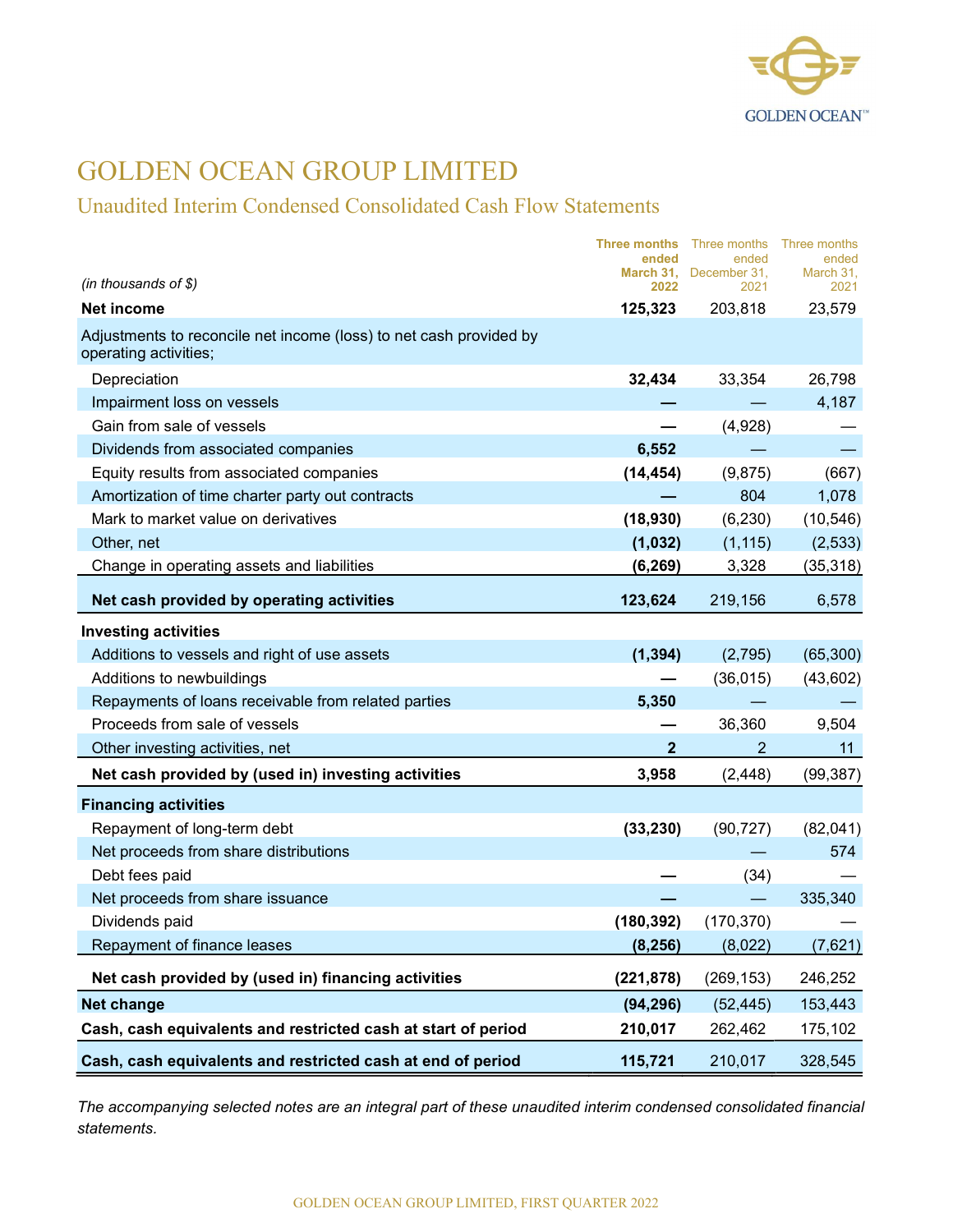# GOLDEN OCEAN GROUP LIMITED

## Unaudited Interim Condensed Consolidated Cash Flow Statements

| (in thousands of $) | **Three months ended March 31, 2022** | Three months ended December 31, 2021 | Three months ended March 31, 2021 |
|---|---|---|---|
| **Net income** | **125,323** | 203,818 | 23,579 |
| Adjustments to reconcile net income (loss) to net cash provided by operating activities; | | | |
| Depreciation | **32,434** | 33,354 | 26,798 |
| Impairment loss on vessels | **—** | — | 4,187 |
| Gain from sale of vessels | **—** | (4,928) | — |
| Dividends from associated companies | **6,552** | — | — |
| Equity results from associated companies | **(14,454)** | (9,875) | (667) |
| Amortization of time charter party out contracts | **—** | 804 | 1,078 |
| Mark to market value on derivatives | **(18,930)** | (6,230) | (10,546) |
| Other, net | **(1,032)** | (1,115) | (2,533) |
| Change in operating assets and liabilities | **(6,269)** | 3,328 | (35,318) |
| **Net cash provided by operating activities** | **123,624** | 219,156 | 6,578 |
| **Investing activities** | | | |
| Additions to vessels and right of use assets | **(1,394)** | (2,795) | (65,300) |
| Additions to newbuildings | **—** | (36,015) | (43,602) |
| Repayments of loans receivable from related parties | **5,350** | — | — |
| Proceeds from sale of vessels | **—** | 36,360 | 9,504 |
| Other investing activities, net | **2** | 2 | 11 |
| **Net cash provided by (used in) investing activities** | **3,958** | (2,448) | (99,387) |
| **Financing activities** | | | |
| Repayment of long-term debt | **(33,230)** | (90,727) | (82,041) |
| Net proceeds from share distributions | | — | 574 |
| Debt fees paid | **—** | (34) | — |
| Net proceeds from share issuance | **—** | — | 335,340 |
| Dividends paid | **(180,392)** | (170,370) | — |
| Repayment of finance leases | **(8,256)** | (8,022) | (7,621) |
| **Net cash provided by (used in) financing activities** | **(221,878)** | (269,153) | 246,252 |
| **Net change** | **(94,296)** | (52,445) | 153,443 |
| **Cash, cash equivalents and restricted cash at start of period** | **210,017** | 262,462 | 175,102 |
| **Cash, cash equivalents and restricted cash at end of period** | **115,721** | 210,017 | 328,545 |

*The accompanying selected notes are an integral part of these unaudited interim condensed consolidated financial statements.*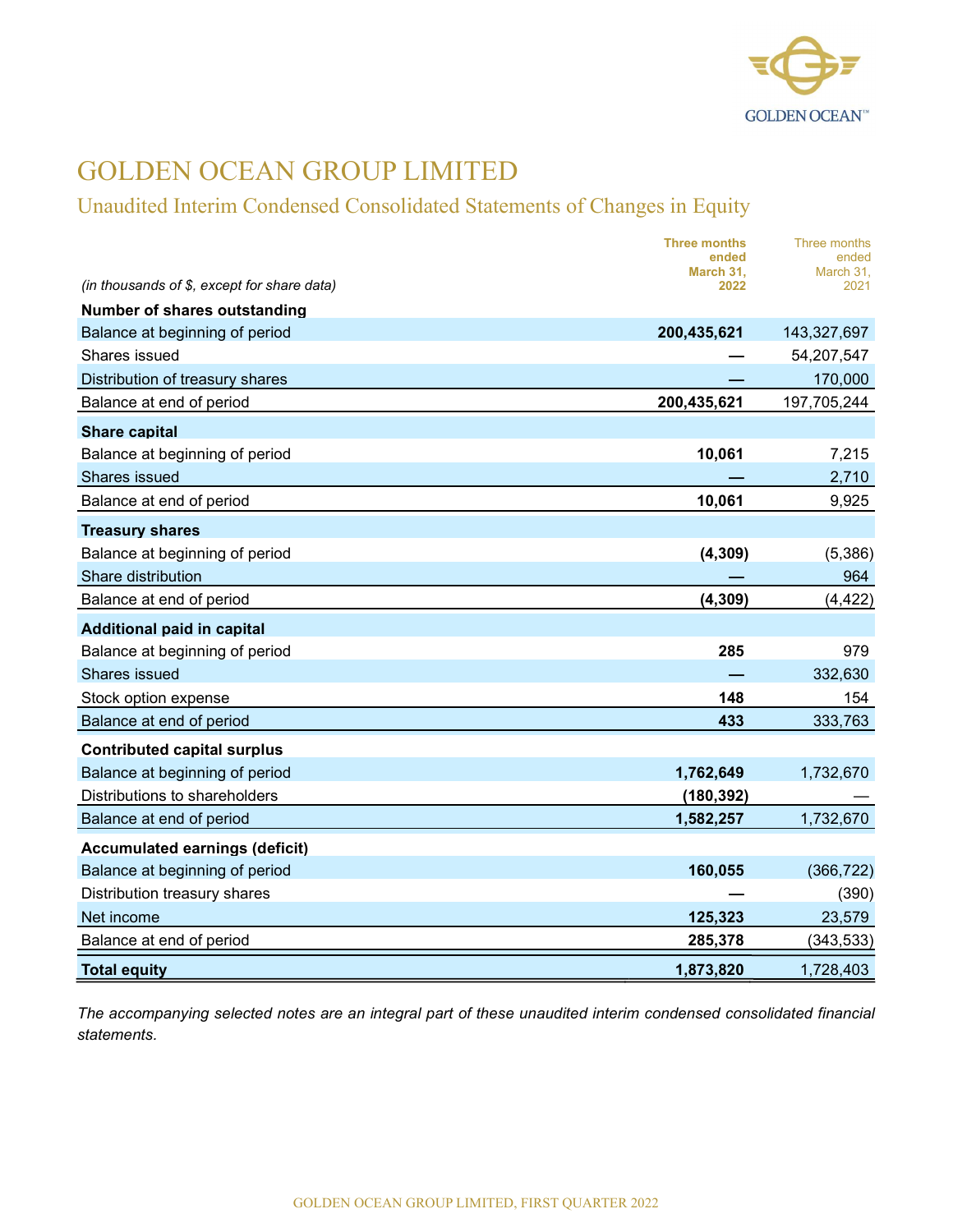# GOLDEN OCEAN GROUP LIMITED

## Unaudited Interim Condensed Consolidated Statements of Changes in Equity

| *(in thousands of $, except for share data)* | Three months ended March 31, 2022 | Three months ended March 31, 2021 |
|---|---|---|
| **Number of shares outstanding** | | |
| Balance at beginning of period | **200,435,621** | 143,327,697 |
| Shares issued | **—** | 54,207,547 |
| Distribution of treasury shares | **—** | 170,000 |
| Balance at end of period | **200,435,621** | 197,705,244 |
| **Share capital** | | |
| Balance at beginning of period | **10,061** | 7,215 |
| Shares issued | **—** | 2,710 |
| Balance at end of period | **10,061** | 9,925 |
| **Treasury shares** | | |
| Balance at beginning of period | **(4,309)** | (5,386) |
| Share distribution | **—** | 964 |
| Balance at end of period | **(4,309)** | (4,422) |
| **Additional paid in capital** | | |
| Balance at beginning of period | **285** | 979 |
| Shares issued | **—** | 332,630 |
| Stock option expense | **148** | 154 |
| Balance at end of period | **433** | 333,763 |
| **Contributed capital surplus** | | |
| Balance at beginning of period | **1,762,649** | 1,732,670 |
| Distributions to shareholders | **(180,392)** | — |
| Balance at end of period | **1,582,257** | 1,732,670 |
| **Accumulated earnings (deficit)** | | |
| Balance at beginning of period | **160,055** | (366,722) |
| Distribution treasury shares | **—** | (390) |
| Net income | **125,323** | 23,579 |
| Balance at end of period | **285,378** | (343,533) |
| **Total equity** | **1,873,820** | 1,728,403 |

*The accompanying selected notes are an integral part of these unaudited interim condensed consolidated financial statements.*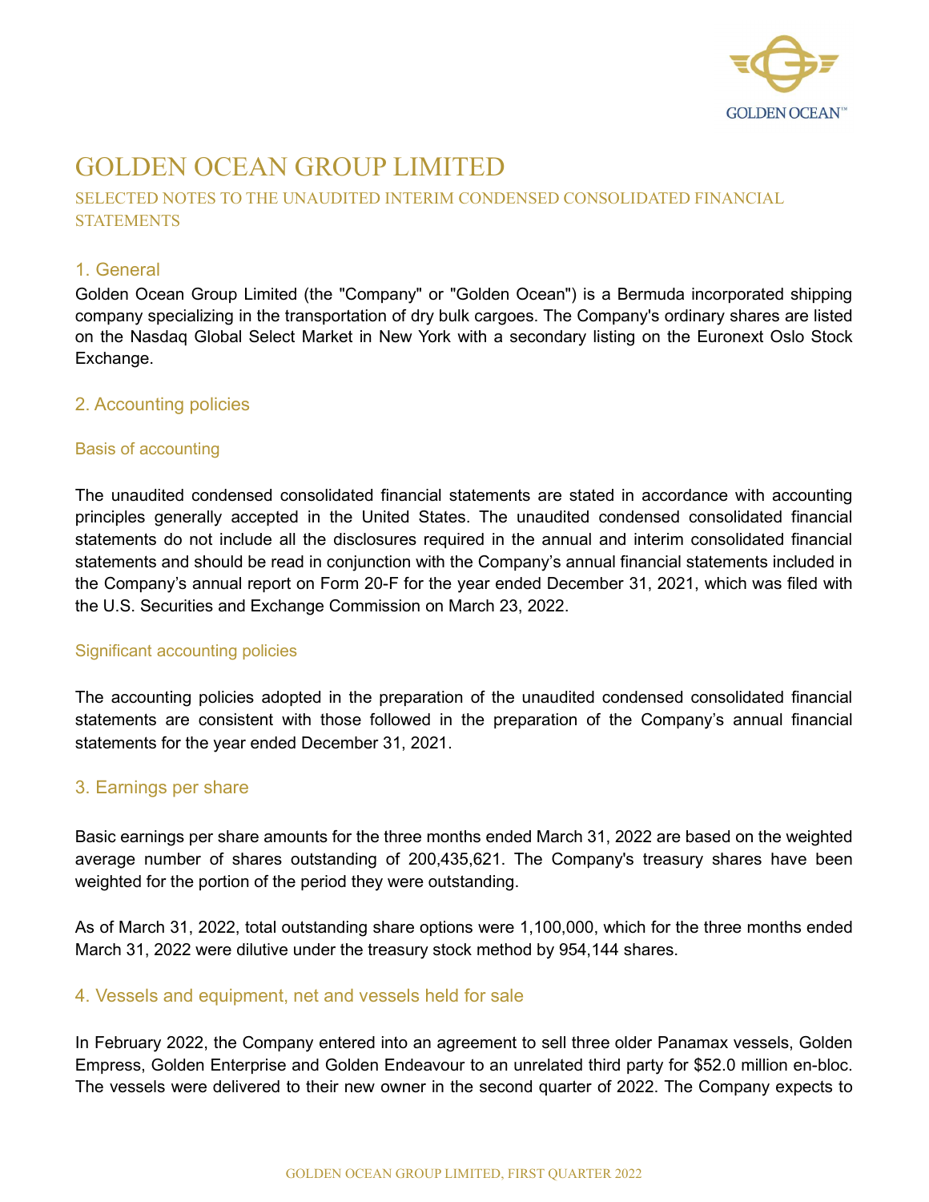# GOLDEN OCEAN GROUP LIMITED

## SELECTED NOTES TO THE UNAUDITED INTERIM CONDENSED CONSOLIDATED FINANCIAL STATEMENTS

### 1. General

Golden Ocean Group Limited (the "Company" or "Golden Ocean") is a Bermuda incorporated shipping company specializing in the transportation of dry bulk cargoes. The Company's ordinary shares are listed on the Nasdaq Global Select Market in New York with a secondary listing on the Euronext Oslo Stock Exchange.

### 2. Accounting policies

#### Basis of accounting

The unaudited condensed consolidated financial statements are stated in accordance with accounting principles generally accepted in the United States. The unaudited condensed consolidated financial statements do not include all the disclosures required in the annual and interim consolidated financial statements and should be read in conjunction with the Company's annual financial statements included in the Company's annual report on Form 20-F for the year ended December 31, 2021, which was filed with the U.S. Securities and Exchange Commission on March 23, 2022.

#### Significant accounting policies

The accounting policies adopted in the preparation of the unaudited condensed consolidated financial statements are consistent with those followed in the preparation of the Company's annual financial statements for the year ended December 31, 2021.

### 3. Earnings per share

Basic earnings per share amounts for the three months ended March 31, 2022 are based on the weighted average number of shares outstanding of 200,435,621. The Company's treasury shares have been weighted for the portion of the period they were outstanding.

As of March 31, 2022, total outstanding share options were 1,100,000, which for the three months ended March 31, 2022 were dilutive under the treasury stock method by 954,144 shares.

### 4. Vessels and equipment, net and vessels held for sale

In February 2022, the Company entered into an agreement to sell three older Panamax vessels, Golden Empress, Golden Enterprise and Golden Endeavour to an unrelated third party for $52.0 million en-bloc. The vessels were delivered to their new owner in the second quarter of 2022. The Company expects to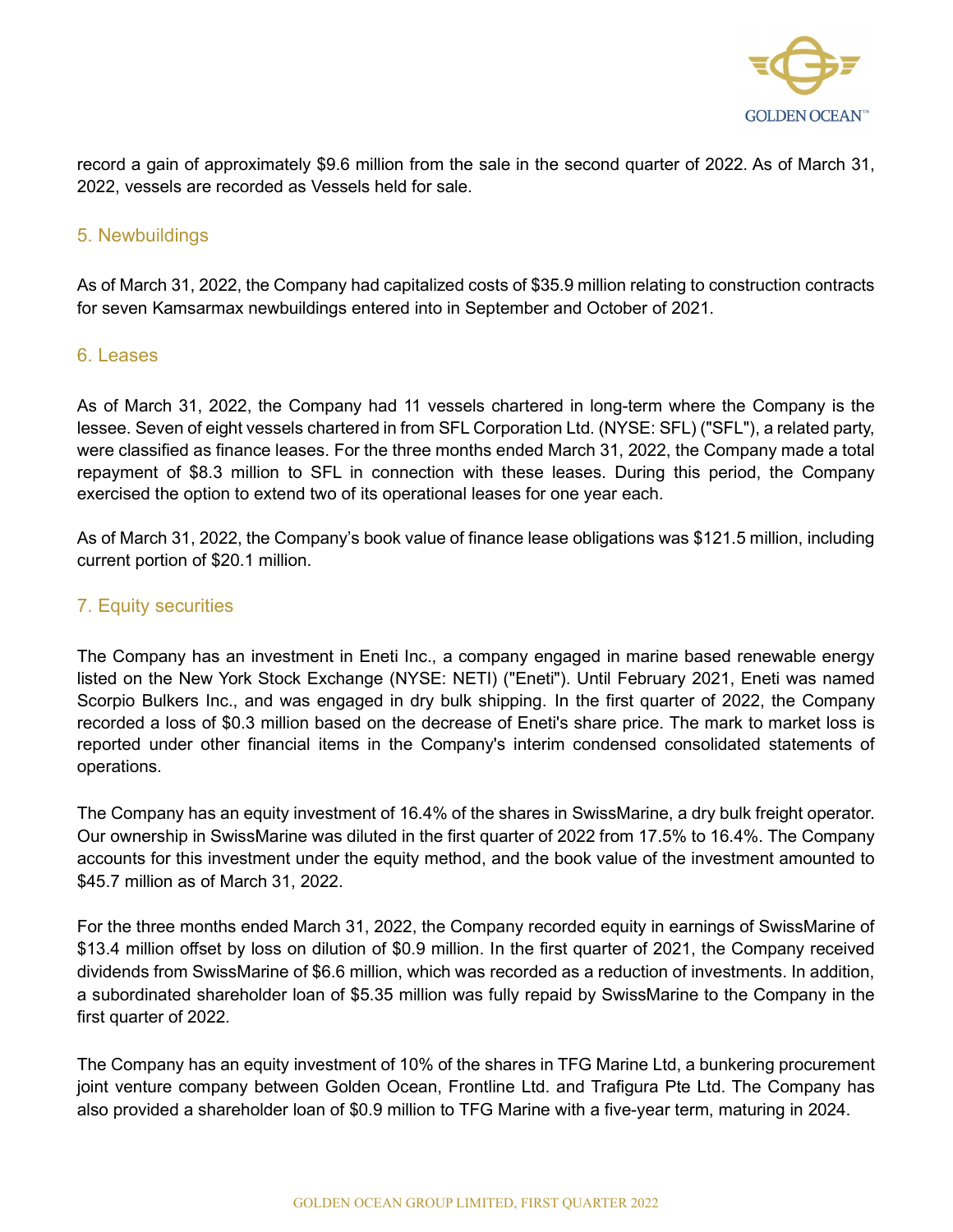record a gain of approximately $9.6 million from the sale in the second quarter of 2022. As of March 31, 2022, vessels are recorded as Vessels held for sale.

## 5. Newbuildings

As of March 31, 2022, the Company had capitalized costs of $35.9 million relating to construction contracts for seven Kamsarmax newbuildings entered into in September and October of 2021.

## 6. Leases

As of March 31, 2022, the Company had 11 vessels chartered in long-term where the Company is the lessee. Seven of eight vessels chartered in from SFL Corporation Ltd. (NYSE: SFL) ("SFL"), a related party, were classified as finance leases. For the three months ended March 31, 2022, the Company made a total repayment of $8.3 million to SFL in connection with these leases. During this period, the Company exercised the option to extend two of its operational leases for one year each.

As of March 31, 2022, the Company's book value of finance lease obligations was $121.5 million, including current portion of $20.1 million.

## 7. Equity securities

The Company has an investment in Eneti Inc., a company engaged in marine based renewable energy listed on the New York Stock Exchange (NYSE: NETI) ("Eneti"). Until February 2021, Eneti was named Scorpio Bulkers Inc., and was engaged in dry bulk shipping. In the first quarter of 2022, the Company recorded a loss of $0.3 million based on the decrease of Eneti's share price. The mark to market loss is reported under other financial items in the Company's interim condensed consolidated statements of operations.

The Company has an equity investment of 16.4% of the shares in SwissMarine, a dry bulk freight operator. Our ownership in SwissMarine was diluted in the first quarter of 2022 from 17.5% to 16.4%. The Company accounts for this investment under the equity method, and the book value of the investment amounted to $45.7 million as of March 31, 2022.

For the three months ended March 31, 2022, the Company recorded equity in earnings of SwissMarine of $13.4 million offset by loss on dilution of $0.9 million. In the first quarter of 2021, the Company received dividends from SwissMarine of $6.6 million, which was recorded as a reduction of investments. In addition, a subordinated shareholder loan of $5.35 million was fully repaid by SwissMarine to the Company in the first quarter of 2022.

The Company has an equity investment of 10% of the shares in TFG Marine Ltd, a bunkering procurement joint venture company between Golden Ocean, Frontline Ltd. and Trafigura Pte Ltd. The Company has also provided a shareholder loan of $0.9 million to TFG Marine with a five-year term, maturing in 2024.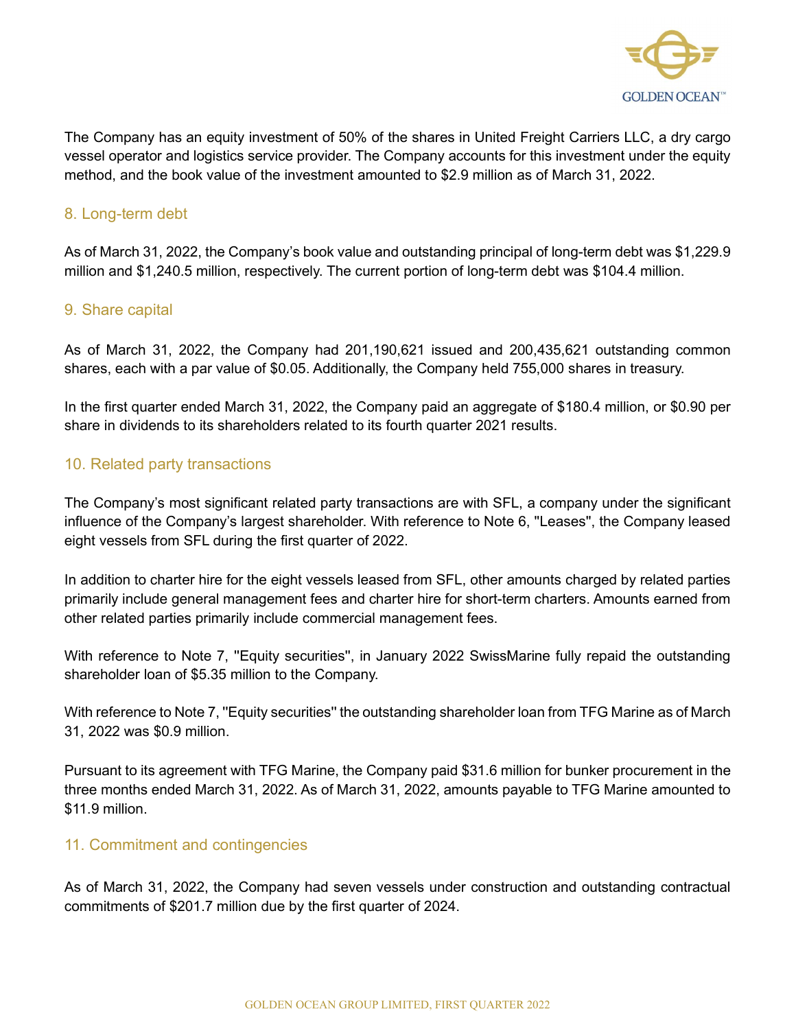The Company has an equity investment of 50% of the shares in United Freight Carriers LLC, a dry cargo vessel operator and logistics service provider. The Company accounts for this investment under the equity method, and the book value of the investment amounted to $2.9 million as of March 31, 2022.

## 8. Long-term debt

As of March 31, 2022, the Company's book value and outstanding principal of long-term debt was $1,229.9 million and $1,240.5 million, respectively. The current portion of long-term debt was $104.4 million.

## 9. Share capital

As of March 31, 2022, the Company had 201,190,621 issued and 200,435,621 outstanding common shares, each with a par value of $0.05. Additionally, the Company held 755,000 shares in treasury.

In the first quarter ended March 31, 2022, the Company paid an aggregate of $180.4 million, or $0.90 per share in dividends to its shareholders related to its fourth quarter 2021 results.

## 10. Related party transactions

The Company's most significant related party transactions are with SFL, a company under the significant influence of the Company's largest shareholder. With reference to Note 6, "Leases", the Company leased eight vessels from SFL during the first quarter of 2022.

In addition to charter hire for the eight vessels leased from SFL, other amounts charged by related parties primarily include general management fees and charter hire for short-term charters. Amounts earned from other related parties primarily include commercial management fees.

With reference to Note 7, ''Equity securities'', in January 2022 SwissMarine fully repaid the outstanding shareholder loan of $5.35 million to the Company.

With reference to Note 7, ''Equity securities'' the outstanding shareholder loan from TFG Marine as of March 31, 2022 was $0.9 million.

Pursuant to its agreement with TFG Marine, the Company paid $31.6 million for bunker procurement in the three months ended March 31, 2022. As of March 31, 2022, amounts payable to TFG Marine amounted to $11.9 million.

## 11. Commitment and contingencies

As of March 31, 2022, the Company had seven vessels under construction and outstanding contractual commitments of $201.7 million due by the first quarter of 2024.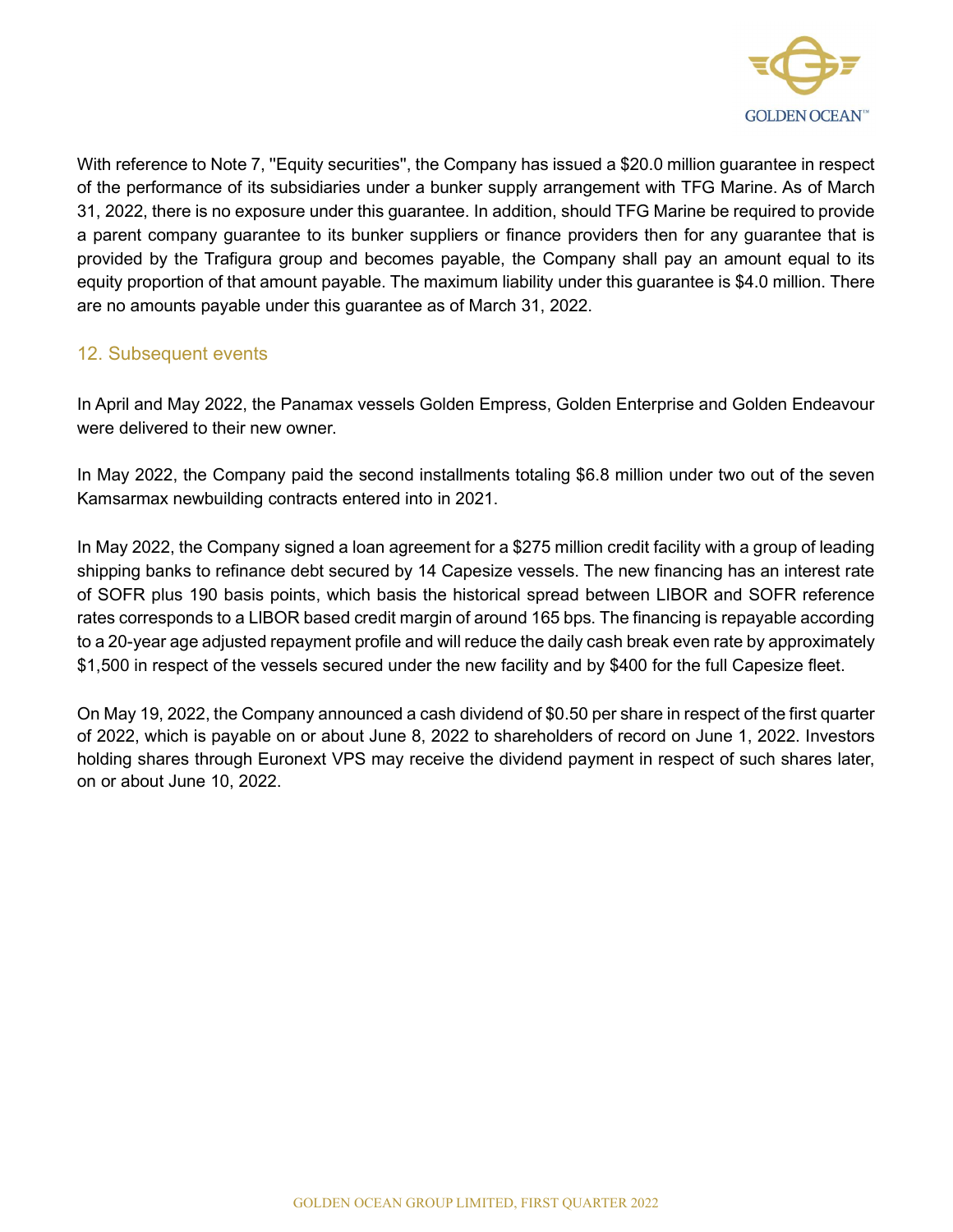With reference to Note 7, ''Equity securities", the Company has issued a $20.0 million guarantee in respect of the performance of its subsidiaries under a bunker supply arrangement with TFG Marine. As of March 31, 2022, there is no exposure under this guarantee. In addition, should TFG Marine be required to provide a parent company guarantee to its bunker suppliers or finance providers then for any guarantee that is provided by the Trafigura group and becomes payable, the Company shall pay an amount equal to its equity proportion of that amount payable. The maximum liability under this guarantee is $4.0 million. There are no amounts payable under this guarantee as of March 31, 2022.

## 12. Subsequent events

In April and May 2022, the Panamax vessels Golden Empress, Golden Enterprise and Golden Endeavour were delivered to their new owner.

In May 2022, the Company paid the second installments totaling $6.8 million under two out of the seven Kamsarmax newbuilding contracts entered into in 2021.

In May 2022, the Company signed a loan agreement for a $275 million credit facility with a group of leading shipping banks to refinance debt secured by 14 Capesize vessels. The new financing has an interest rate of SOFR plus 190 basis points, which basis the historical spread between LIBOR and SOFR reference rates corresponds to a LIBOR based credit margin of around 165 bps. The financing is repayable according to a 20-year age adjusted repayment profile and will reduce the daily cash break even rate by approximately $1,500 in respect of the vessels secured under the new facility and by $400 for the full Capesize fleet.

On May 19, 2022, the Company announced a cash dividend of $0.50 per share in respect of the first quarter of 2022, which is payable on or about June 8, 2022 to shareholders of record on June 1, 2022. Investors holding shares through Euronext VPS may receive the dividend payment in respect of such shares later, on or about June 10, 2022.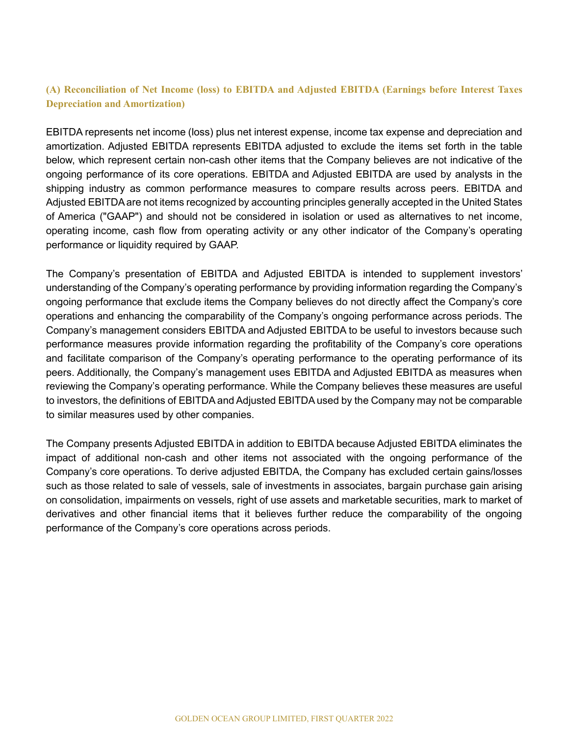### (A) Reconciliation of Net Income (loss) to EBITDA and Adjusted EBITDA (Earnings before Interest Taxes Depreciation and Amortization)

EBITDA represents net income (loss) plus net interest expense, income tax expense and depreciation and amortization. Adjusted EBITDA represents EBITDA adjusted to exclude the items set forth in the table below, which represent certain non-cash other items that the Company believes are not indicative of the ongoing performance of its core operations. EBITDA and Adjusted EBITDA are used by analysts in the shipping industry as common performance measures to compare results across peers. EBITDA and Adjusted EBITDA are not items recognized by accounting principles generally accepted in the United States of America ("GAAP") and should not be considered in isolation or used as alternatives to net income, operating income, cash flow from operating activity or any other indicator of the Company's operating performance or liquidity required by GAAP.

The Company's presentation of EBITDA and Adjusted EBITDA is intended to supplement investors' understanding of the Company's operating performance by providing information regarding the Company's ongoing performance that exclude items the Company believes do not directly affect the Company's core operations and enhancing the comparability of the Company's ongoing performance across periods. The Company's management considers EBITDA and Adjusted EBITDA to be useful to investors because such performance measures provide information regarding the profitability of the Company's core operations and facilitate comparison of the Company's operating performance to the operating performance of its peers. Additionally, the Company's management uses EBITDA and Adjusted EBITDA as measures when reviewing the Company's operating performance. While the Company believes these measures are useful to investors, the definitions of EBITDA and Adjusted EBITDA used by the Company may not be comparable to similar measures used by other companies.

The Company presents Adjusted EBITDA in addition to EBITDA because Adjusted EBITDA eliminates the impact of additional non-cash and other items not associated with the ongoing performance of the Company's core operations. To derive adjusted EBITDA, the Company has excluded certain gains/losses such as those related to sale of vessels, sale of investments in associates, bargain purchase gain arising on consolidation, impairments on vessels, right of use assets and marketable securities, mark to market of derivatives and other financial items that it believes further reduce the comparability of the ongoing performance of the Company's core operations across periods.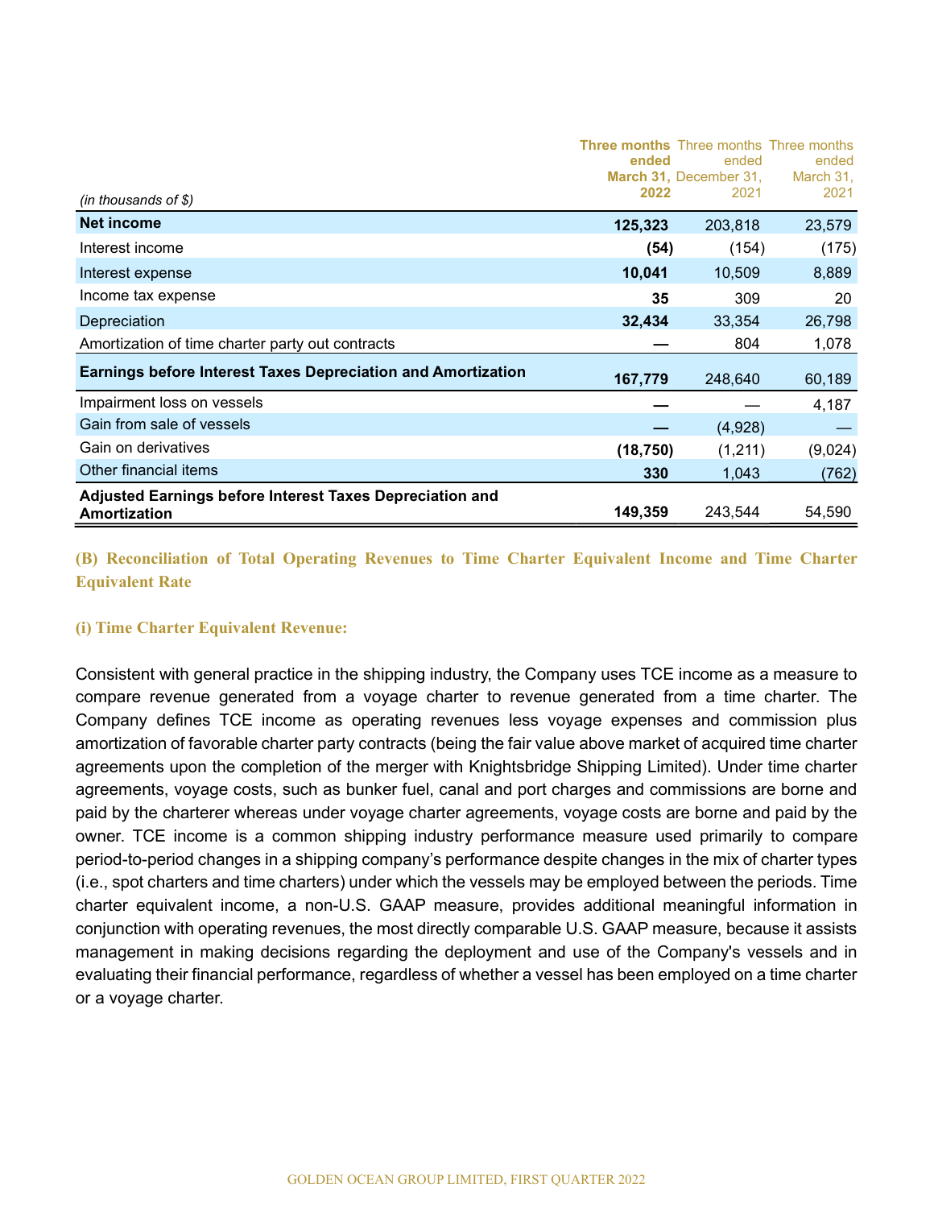| (in thousands of $) | **Three months ended March 31, 2022** | Three months ended December 31, 2021 | Three months ended March 31, 2021 |
|---|---|---|---|
| **Net income** | **125,323** | 203,818 | 23,579 |
| Interest income | **(54)** | (154) | (175) |
| Interest expense | **10,041** | 10,509 | 8,889 |
| Income tax expense | **35** | 309 | 20 |
| Depreciation | **32,434** | 33,354 | 26,798 |
| Amortization of time charter party out contracts | **—** | 804 | 1,078 |
| **Earnings before Interest Taxes Depreciation and Amortization** | **167,779** | 248,640 | 60,189 |
| Impairment loss on vessels | **—** | — | 4,187 |
| Gain from sale of vessels | **—** | (4,928) | — |
| Gain on derivatives | **(18,750)** | (1,211) | (9,024) |
| Other financial items | **330** | 1,043 | (762) |
| **Adjusted Earnings before Interest Taxes Depreciation and Amortization** | **149,359** | 243,544 | 54,590 |

## (B) Reconciliation of Total Operating Revenues to Time Charter Equivalent Income and Time Charter Equivalent Rate

### (i) Time Charter Equivalent Revenue:

Consistent with general practice in the shipping industry, the Company uses TCE income as a measure to compare revenue generated from a voyage charter to revenue generated from a time charter. The Company defines TCE income as operating revenues less voyage expenses and commission plus amortization of favorable charter party contracts (being the fair value above market of acquired time charter agreements upon the completion of the merger with Knightsbridge Shipping Limited). Under time charter agreements, voyage costs, such as bunker fuel, canal and port charges and commissions are borne and paid by the charterer whereas under voyage charter agreements, voyage costs are borne and paid by the owner. TCE income is a common shipping industry performance measure used primarily to compare period-to-period changes in a shipping company's performance despite changes in the mix of charter types (i.e., spot charters and time charters) under which the vessels may be employed between the periods. Time charter equivalent income, a non-U.S. GAAP measure, provides additional meaningful information in conjunction with operating revenues, the most directly comparable U.S. GAAP measure, because it assists management in making decisions regarding the deployment and use of the Company's vessels and in evaluating their financial performance, regardless of whether a vessel has been employed on a time charter or a voyage charter.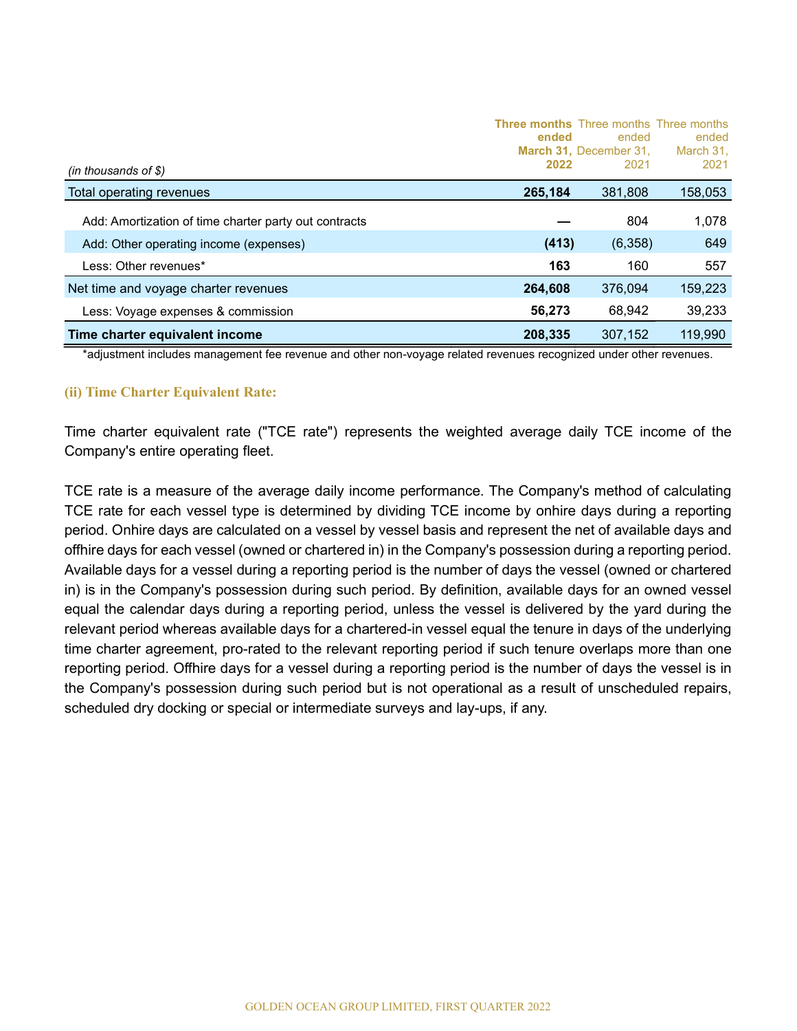| *(in thousands of $)* | **Three months ended March 31, 2022** | Three months ended December 31, 2021 | Three months ended March 31, 2021 |
|---|---|---|---|
| Total operating revenues | **265,184** | 381,808 | 158,053 |
| Add: Amortization of time charter party out contracts | **—** | 804 | 1,078 |
| Add: Other operating income (expenses) | **(413)** | (6,358) | 649 |
| Less: Other revenues* | **163** | 160 | 557 |
| Net time and voyage charter revenues | **264,608** | 376,094 | 159,223 |
| Less: Voyage expenses & commission | **56,273** | 68,942 | 39,233 |
| **Time charter equivalent income** | **208,335** | 307,152 | 119,990 |

*adjustment includes management fee revenue and other non-voyage related revenues recognized under other revenues.

### (ii) Time Charter Equivalent Rate:

Time charter equivalent rate ("TCE rate") represents the weighted average daily TCE income of the Company's entire operating fleet.

TCE rate is a measure of the average daily income performance. The Company's method of calculating TCE rate for each vessel type is determined by dividing TCE income by onhire days during a reporting period. Onhire days are calculated on a vessel by vessel basis and represent the net of available days and offhire days for each vessel (owned or chartered in) in the Company's possession during a reporting period. Available days for a vessel during a reporting period is the number of days the vessel (owned or chartered in) is in the Company's possession during such period. By definition, available days for an owned vessel equal the calendar days during a reporting period, unless the vessel is delivered by the yard during the relevant period whereas available days for a chartered-in vessel equal the tenure in days of the underlying time charter agreement, pro-rated to the relevant reporting period if such tenure overlaps more than one reporting period. Offhire days for a vessel during a reporting period is the number of days the vessel is in the Company's possession during such period but is not operational as a result of unscheduled repairs, scheduled dry docking or special or intermediate surveys and lay-ups, if any.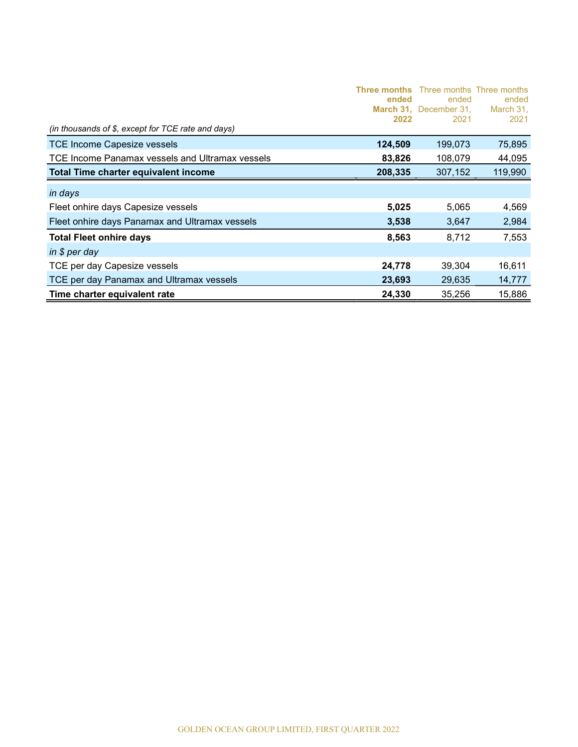| (in thousands of $, except for TCE rate and days) | **Three months ended March 31, 2022** | Three months ended December 31, 2021 | Three months ended March 31, 2021 |
|---|---|---|---|
| TCE Income Capesize vessels | **124,509** | 199,073 | 75,895 |
| TCE Income Panamax vessels and Ultramax vessels | **83,826** | 108,079 | 44,095 |
| **Total Time charter equivalent income** | **208,335** | 307,152 | 119,990 |
| *in days* | | | |
| Fleet onhire days Capesize vessels | **5,025** | 5,065 | 4,569 |
| Fleet onhire days Panamax and Ultramax vessels | **3,538** | 3,647 | 2,984 |
| **Total Fleet onhire days** | **8,563** | 8,712 | 7,553 |
| *in $ per day* | | | |
| TCE per day Capesize vessels | **24,778** | 39,304 | 16,611 |
| TCE per day Panamax and Ultramax vessels | **23,693** | 29,635 | 14,777 |
| **Time charter equivalent rate** | **24,330** | 35,256 | 15,886 |